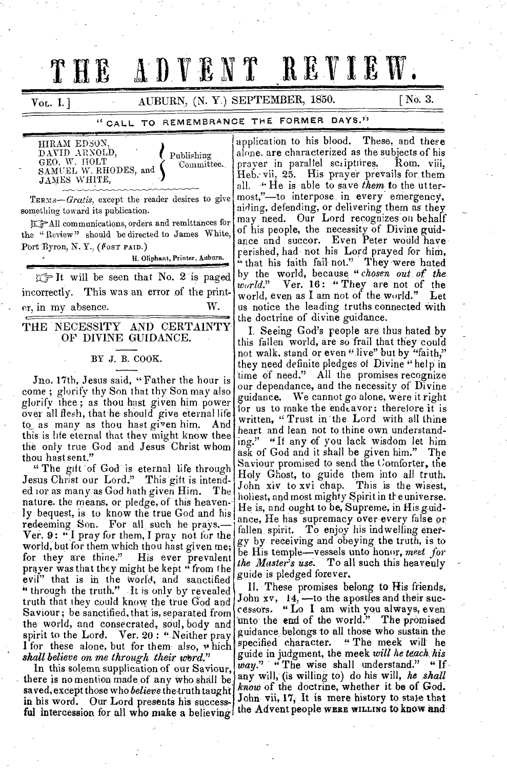# THE ADVENT REVIEW.

Vol. I.] AUBURN, (N. Y.) SEPTEMBER, 1850. [No. 3.

"CALL TO REMEMBRANCE THE FORMER DAYS."

HIRAM EDSON,
DAVID ARNOLD,
GEO. W. HOLT
SAMUEL W. RHODES, and
JAMES WHITE,
} Publishing Committee.

Terms—*Gratis*, except the reader desires to give something toward its publication.

☞ All communications, orders and remittances for the "Review" should be directed to James White, Port Byron, N. Y., (Post paid.)

H. Oliphant, Printer, Auburn.

☞ It will be seen that No. 2 is paged incorrectly. This was an error of the printer, in my absence. W.

## THE NECESSITY AND CERTAINTY OF DIVINE GUIDANCE.

BY J. B. COOK.

Jno. 17th, Jesus said, "Father the hour is come; glorify thy Son that thy Son may also glorify thee; as thou hast given him power over all flesh, that he should give eternal life to as many as thou hast given him. And this is life eternal that they might know thee the only true God and Jesus Christ whom thou hast sent."

"The gift of God is eternal life through Jesus Christ our Lord." This gift is intended for as many as God hath given Him. The nature, the means, or pledge, of this heavenly bequest, is to know the true God and his redeeming Son. For all such he prays.—Ver. 9: "I pray for them, I pray not for the world, but for them which thou hast given me; for they are thine." His ever prevalent prayer was that they might be kept "from the evil" that is in the world, and sanctified "through the truth." It is only by revealed truth that they could know the true God and Saviour; be sanctified, that is, separated from the world, and consecrated, soul, body and spirit to the Lord. Ver. 20: "Neither pray I for these alone, but for them also, which *shall believe on me through their word.*"

In this solemn supplication of our Saviour, there is no mention made of any who shall be saved, except those who *believe* the truth taught in his word. Our Lord presents his successful intercession for all who make a believing application to his blood. These, and these alone, are characterized as the subjects of his prayer in parallel scriptures. Rom. viii, Heb. vii, 25. His prayer prevails for them all. "He is able to save *them* to the uttermost,"—to interpose in every emergency, aiding, defending, or delivering them as they may need. Our Lord recognizes on behalf of his people, the necessity of Divine guidance and succor. Even Peter would have perished, had not his Lord prayed for him, "that his faith fail not." They were hated by the world, because "*chosen out of the world.*" Ver. 16: "They are not of the world, even as I am not of the world." Let us notice the leading truths connected with the doctrine of divine guidance.

I. Seeing God's people are thus hated by this fallen world, are so frail that they could not walk, stand or even "live" but by "faith," they need definite pledges of Divine "help in time of need." All the promises recognize our dependance, and the necessity of Divine guidance. We cannot go alone, were it right for us to make the endeavor; therefore it is written, "Trust in the Lord with all thine heart and lean not to thine own understanding." "If any of you lack wisdom let him ask of God and it shall be given him." The Saviour promised to send the Comforter, the Holy Ghost, to guide them into all truth. John xiv to xvi chap. This is the wisest, holiest, and most mighty Spirit in the universe. He is, and ought to be, Supreme, in His guidance, He has supremacy over every false or fallen spirit. To enjoy his indwelling energy by receiving and obeying the truth, is to be His temple—vessels unto honor, *meet for the Master's use.* To all such this heavenly guide is pledged forever.

II. These promises belong to His friends, John xv, 14,—to the apostles and their successors. "Lo I am with you always, even unto the end of the world." The promised guidance belongs to all those who sustain the specified character. "The meek will he guide in judgment, the meek *will he teach his way.*" "The wise shall understand." "If any will, (is willing to) do his will, *he shall know* of the doctrine, whether it be of God. John vii, 17, It is mere history to state that the Advent people WERE WILLING to know and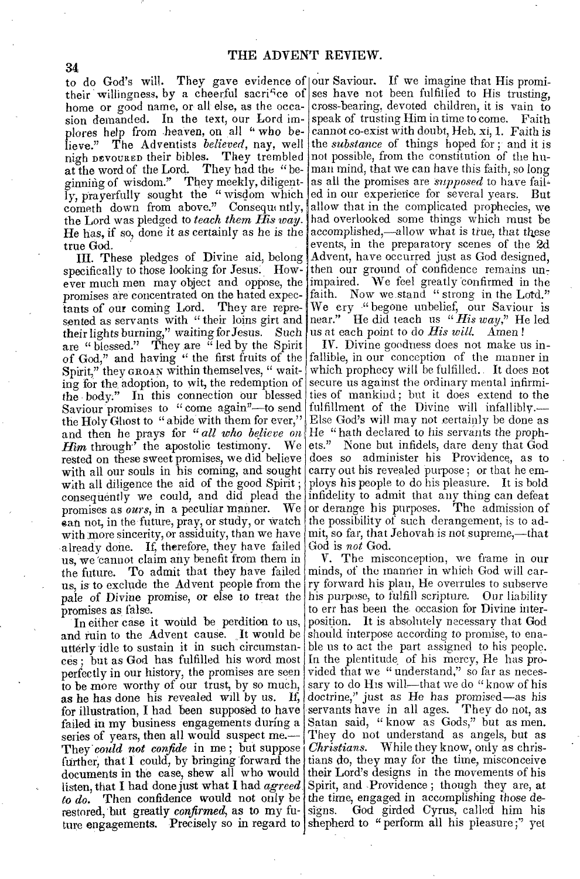to do God's will. They gave evidence of their willingness, by a cheerful sacrifice of home or good name, or all else, as the occasion demanded. In the text, our Lord implores help from heaven, on all "who believe." The Adventists *believed*, nay, well nigh DEVOURED their bibles. They trembled at the word of the Lord. They had the "beginning of wisdom." They meekly, diligently, prayerfully sought the "wisdom which cometh down from above." Consequently, the Lord was pledged to *teach them His way*. He has, if so, done it as certainly as he is the true God.

III. These pledges of Divine aid, belong specifically to those looking for Jesus. However much men may object and oppose, the promises are concentrated on the hated expectants of our coming Lord. They are represented as servants with "their loins girt and their lights burning," waiting for Jesus. Such are "blessed." They are "led by the Spirit of God," and having "the first fruits of the Spirit," they GROAN within themselves, "waiting for the adoption, to wit, the redemption of the body." In this connection our blessed Saviour promises to "come again"—to send the Holy Ghost to "abide with them for ever," and then he prays for "*all who believe on Him* through" the apostolic testimony. We rested on these sweet promises, we did believe with all our souls in his coming, and sought with all diligence the aid of the good Spirit; consequently we could, and did plead the promises as *ours*, in a peculiar manner. We can not, in the future, pray, or study, or watch with more sincerity, or assiduity, than we have already done. If, therefore, they have failed us, we cannot claim any benefit from them in the future. To admit that they have failed us, is to exclude the Advent people from the pale of Divine promise, or else to treat the promises as false.

In either case it would be perdition to us, and ruin to the Advent cause. It would be utterly idle to sustain it in such circumstances; but as God has fulfilled his word most perfectly in our history, the promises are seen to be more worthy of our trust, by so much, as he has done his revealed will by us. If, for illustration, I had been supposed to have failed in my business engagements during a series of years, then all would suspect me.—They *could not confide* in me; but suppose further, that I could, by bringing forward the documents in the case, shew all who would listen, that I had done just what I had *agreed to do*. Then confidence would not only be restored, but greatly *confirmed*, as to my future engagements. Precisely so in regard to our Saviour. If we imagine that His promises have not been fulfilled to His trusting, cross-bearing, devoted children, it is vain to speak of trusting Him in time to come. Faith cannot co-exist with doubt, Heb. xi, 1. Faith is the *substance* of things hoped for; and it is not possible, from the constitution of the human mind, that we can have this faith, so long as all the promises are *supposed* to have failed in our experience for several years. But allow that in the complicated prophecies, we had overlooked some things which must be accomplished,—allow what is true, that these events, in the preparatory scenes of the 2d Advent, have occurred just as God designed, then our ground of confidence remains unimpaired. We feel greatly confirmed in the faith. Now we stand "strong in the Lord." We cry "begone unbelief, our Saviour is near." He did teach us "*His way*," He led us at each point to do *His will*. *Amen!*

IV. Divine goodness does not make us infallible, in our conception of the manner in which prophecy will be fulfilled. It does not secure us against the ordinary mental infirmities of mankind; but it does extend to the fulfillment of the Divine will infallibly.—Else God's will may not certainly be done as He "hath declared to his servants the prophets." None but infidels, dare deny that God does so administer his Providence, as to carry out his revealed purpose; or that he employs his people to do his pleasure. It is bold infidelity to admit that any thing can defeat or derange his purposes. The admission of the possibility of such derangement, is to admit, so far, that Jehovah is not supreme,—that God is *not* God.

V. The misconception, we frame in our minds, of the manner in which God will carry forward his plan, He overrules to subserve his purpose, to fulfill scripture. Our liability to err has been the occasion for Divine interposition. It is absolutely necessary that God should interpose according to promise, to enable us to act the part assigned to his people. In the plentitude of his mercy, He has provided that we "understand," so far as necessary to do His will—that we do "know of his doctrine," just as He has promised—as his servants have in all ages. They do not, as Satan said, "know as Gods," but as men. They do not understand as angels, but as *Christians*. While they know, only as christians do, they may for the time, misconceive their Lord's designs in the movements of his Spirit, and Providence; though they are, at the time, engaged in accomplishing those designs. God girded Cyrus, called him his shepherd to "perform all his pleasure;" yet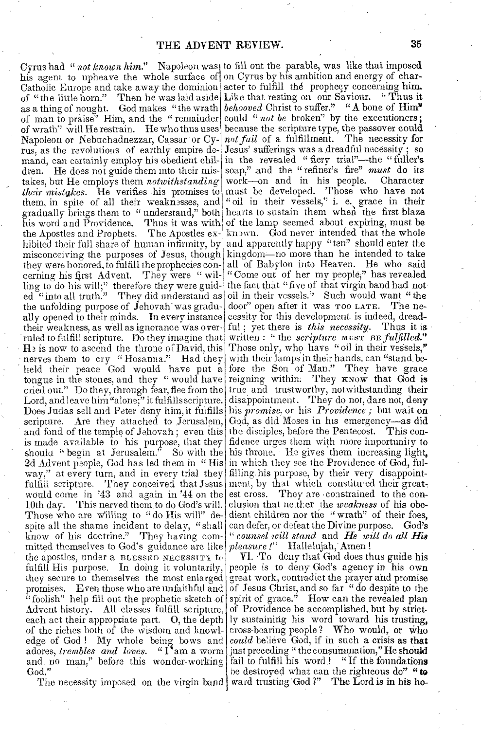Cyrus had "*not known him*." Napoleon was his agent to upheave the whole surface of Catholic Europe and take away the dominion of "the little horn." Then he was laid aside as a thing of nought. God makes "the wrath of man to praise" Him, and the "remainder of wrath" will He restrain. He who thus uses Napoleon or Nebuchadnezzar, Caesar or Cyrus, as the revolutions of earthly empire demand, can certainly employ his obedient children. He does not guide them into their mistakes, but He employs them *notwithstanding their mistakes*. He verifies his promises to them, in spite of all their weaknesses, and gradually brings them to "understand," both his word and Providence. Thus it was with the Apostles and Prophets. The Apostles exhibited their full share of human infirmity, by misconceiving the purposes of Jesus, though they were honored, to fulfill the prophecies concerning his first Advent. They were "willing to do his will;" therefore they were guided "into all truth." They did understand as the unfolding purpose of Jehovah was gradually opened to their minds. In every instance their weakness, as well as ignorance was overruled to fulfill scripture. Do they imagine that He is now to ascend the throne of David, this nerves them to cry "Hosanna." Had they held their peace God would have put a tongue in the stones, and they "would have cried out." Do they, through fear, flee from the Lord, and leave him "alone;" it fulfills scripture. Does Judas sell and Peter deny him, it fulfills scripture. Are they attached to Jerusalem, and fond of the temple of Jehovah; even this is made available to his purpose, that they should "begin at Jerusalem." So with the 2d Advent people, God has led them in "His way," at every turn, and in every trial they fulfill scripture. They conceived that Jesus would come in '43 and again in '44 on the 10th day. This nerved them to do God's will. Those who are willing to "do His will" despite all the shame incident to delay, "shall know of his doctrine." They having committed themselves to God's guidance are like the apostles, under a BLESSED NECESSITY to fulfill His purpose. In doing it voluntarily, they secure to themselves the most enlarged promises. Even those who are unfaithful and "foolish" help fill out the prophetic sketch of Advent history. All classes fulfill scripture, each act their appropriate part. O, the depth of the riches both of the wisdom and knowledge of God! My whole being bows and adores, *trembles and loves*. "I am a worm and no man," before this wonder-working God."

The necessity imposed on the virgin band to fill out the parable, was like that imposed on Cyrus by his ambition and energy of character to fulfill the prophecy concerning him. Like that resting on our Saviour. "Thus it *behooved* Christ to suffer." "A bone of Him" could "*not be* broken" by the executioners; because the scripture type, the passover could *not fail* of a fulfillment. The necessity for Jesus' sufferings was a dreadful necessity; so in the revealed "fiery trial"—the "fuller's soap," and the "refiner's fire" *must* do its work—on and in his people. Character must be developed. Those who have not "oil in their vessels," i. e. grace in their hearts to sustain them when the first blaze of the lamp seemed about expiring, must be known. God never intended that the whole and apparently happy "ten" should enter the kingdom—no more than he intended to take all of Babylon into Heaven. He who said "Come out of her my people," has revealed the fact that "five of that virgin band had not oil in their vessels." Such would want "the door" open after it was TOO LATE. The necessity for this development is indeed, dreadful; yet there is *this necessity*. Thus it is written: "the *scripture* MUST BE *fulfilled*." Those only, who have "oil in their vessels," with their lamps in their hands, can "stand before the Son of Man." They have grace reigning within. They KNOW that God is true and trustworthy, notwithstanding their disappointment. They do not, dare not, deny his *promise*, or his *Providence*; but wait on God, as did Moses in his emergency—as did the disciples, before the Pentecost. This confidence urges them with more importunity to his throne. He gives them increasing light, in which they see the Providence of God, fulfilling his purpose, by their very disappointment, by that which constituted their greatest cross. They are constrained to the conclusion that neither the *weakness* of his obedient children nor the "wrath" of their foes, can defer, or defeat the Divine purpose. God's "*counsel will stand* and *He will do all His pleasure!*" Hallelujah, Amen!

VI. To deny that God does thus guide his people is to deny God's agency in his own great work, contradict the prayer and promise of Jesus Christ, and so far "do despite to the spirit of grace." How can the revealed plan of Providence be accomplished, but by strictly sustaining his word toward his trusting, cross-bearing people? Who would, or who *could* believe God, if in such a crisis as that just preceding "the consummation," He should fail to fulfill his word! "If the foundations be destroyed what can the righteous do" "toward trusting God?" The Lord is in his ho-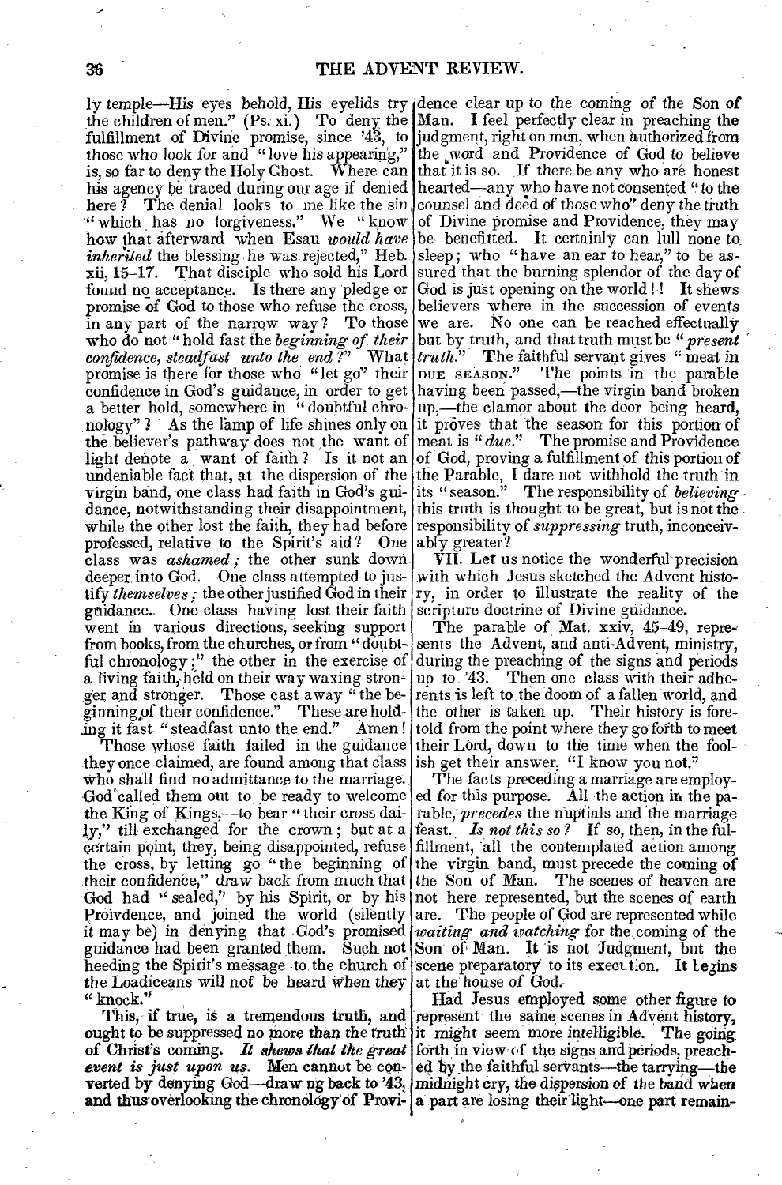ly temple—His eyes behold, His eyelids try the children of men." (Ps. xi.) To deny the fulfillment of Divine promise, since '43, to those who look for and "love his appearing," is, so far to deny the Holy Ghost. Where can his agency be traced during our age if denied here? The denial looks to me like the sin "which has no forgiveness." We "know how that afterward when Esau *would have inherited* the blessing he was rejected," Heb. xii, 15–17. That disciple who sold his Lord found no acceptance. Is there any pledge or promise of God to those who refuse the cross, in any part of the narrow way? To those who do not "hold fast the *beginning of their confidence, steadfast unto the end?*" What promise is there for those who "let go" their confidence in God's guidance, in order to get a better hold, somewhere in "doubtful chronology"? As the lamp of life shines only on the believer's pathway does not the want of light denote a want of faith? Is it not an undeniable fact that, at the dispersion of the virgin band, one class had faith in God's guidance, notwithstanding their disappointment, while the other lost the faith, they had before professed, relative to the Spirit's aid? One class was *ashamed;* the other sunk down deeper into God. One class attempted to justify *themselves;* the other justified God in their guidance. One class having lost their faith went in various directions, seeking support from books, from the churches, or from "doubtful chronology;" the other in the exercise of a living faith, held on their way waxing stronger and stronger. Those cast away "the beginning of their confidence." These are holding it fast "steadfast unto the end." Amen!

Those whose faith failed in the guidance they once claimed, are found among that class who shall find no admittance to the marriage. God called them out to be ready to welcome the King of Kings,—to bear "their cross daily," till exchanged for the crown; but at a certain point, they, being disappointed, refuse the cross, by letting go "the beginning of their confidence," draw back from much that God had "sealed," by his Spirit, or by his Proivdence, and joined the world (silently it may be) in denying that God's promised guidance had been granted them. Such not heeding the Spirit's message to the church of the Loadiceans will not be heard when they "knock."

This, if true, is a tremendous truth, and ought to be suppressed no more than the truth of Christ's coming. ***It shews that the great event is just upon us.*** **Men cannot be converted by denying God—drawing back to '43, and thus overlooking the chronology of Providence** clear up to the coming of the Son of Man. I feel perfectly clear in preaching the judgment, right on men, when authorized from the word and Providence of God to believe that it is so. If there be any who are honest hearted—any who have not consented "to the counsel and deed of those who" deny the truth of Divine promise and Providence, they may be benefitted. It certainly can lull none to sleep; who "have an ear to hear," to be assured that the burning splendor of the day of God is just opening on the world!! It shews believers where in the succession of events we are. No one can be reached effectually but by truth, and that truth must be "*present truth.*" The faithful servant gives "meat in DUE SEASON." The points in the parable having been passed,—the virgin band broken up,—the clamor about the door being heard, it proves that the season for this portion of meat is "*due.*" The promise and Providence of God, proving a fulfillment of this portion of the Parable, I dare not withhold the truth in its "season." The responsibility of *believing* this truth is thought to be great, but is not the responsibility of *suppressing* truth, inconceivably greater?

VII. Let us notice the wonderful precision with which Jesus sketched the Advent history, in order to illustrate the reality of the scripture doctrine of Divine guidance.

The parable of Mat. xxiv, 45–49, represents the Advent, and anti-Advent, ministry, during the preaching of the signs and periods up to '43. Then one class with their adherents is left to the doom of a fallen world, and the other is taken up. Their history is foretold from the point where they go forth to meet their Lord, down to the time when the foolish get their answer, "I know you not."

The facts preceding a marriage are employed for this purpose. All the action in the parable, *precedes* the nuptials and the marriage feast. *Is not this so?* If so, then, in the fulfillment, all the contemplated action among the virgin band, must precede the coming of the Son of Man. The scenes of heaven are not here represented, but the scenes of earth are. The people of God are represented while *waiting and watching* for the coming of the Son of Man. It is not Judgment, but the scene preparatory to its execution. It begins at the house of God.

Had Jesus employed some other figure to represent the same scenes in Advent history, it might seem more intelligible. The going forth in view of the signs and periods, preached by the faithful servants—the tarrying—the midnight cry, the dispersion of the band when a part are losing their light—one part remain-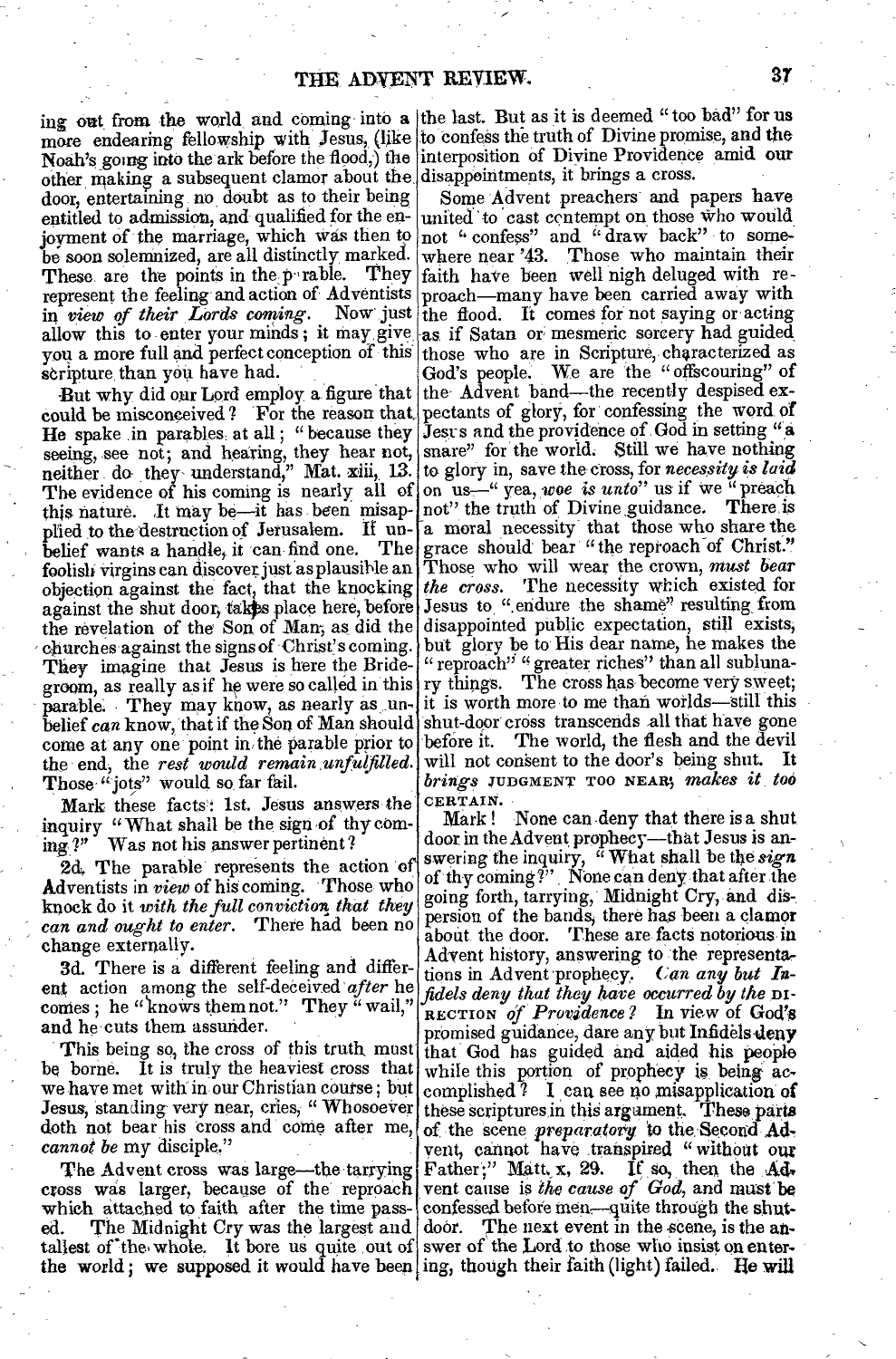ing out from the world and coming into a more endearing fellowship with Jesus, (like Noah's going into the ark before the flood,) the other making a subsequent clamor about the door, entertaining no doubt as to their being entitled to admission, and qualified for the enjoyment of the marriage, which was then to be soon solemnized, are all distinctly marked. These are the points in the parable. They represent the feeling and action of Adventists in *view of their Lords coming*. Now just allow this to enter your minds; it may give you a more full and perfect conception of this scripture than you have had.

But why did our Lord employ a figure that could be misconceived? For the reason that He spake in parables at all; "because they seeing, see not; and hearing, they hear not, neither do they understand," Mat. xiii, 13. The evidence of his coming is nearly all of this nature. It may be—it has been misapplied to the destruction of Jerusalem. If unbelief wants a handle, it can find one. The foolish virgins can discover just as plausible an objection against the fact, that the knocking against the shut door, takes place here, before the revelation of the Son of Man, as did the churches against the signs of Christ's coming. They imagine that Jesus is here the Bridegroom, as really as if he were so called in this parable. They may know, as nearly as unbelief *can* know, that if the Son of Man should come at any one point in the parable prior to the end, the *rest would remain unfulfilled*. Those "jots" would so far fail.

Mark these facts: 1st. Jesus answers the inquiry "What shall be the sign of thy coming?" Was not his answer pertinent?

2d. The parable represents the action of Adventists in *view* of his coming. Those who knock do it *with the full conviction that they can and ought to enter*. There had been no change externally.

3d. There is a different feeling and different action among the self-deceived *after* he comes; he "knows them not." They "wail," and he cuts them assunder.

This being so, the cross of this truth must be borne. It is truly the heaviest cross that we have met with in our Christian course; but Jesus, standing very near, cries, "Whosoever doth not bear his cross and come after me, *cannot be* my disciple."

The Advent cross was large—the tarrying cross was larger, because of the reproach which attached to faith after the time passed. The Midnight Cry was the largest and tallest of the whole. It bore us quite out of the world; we supposed it would have been the last. But as it is deemed "too bad" for us to confess the truth of Divine promise, and the interposition of Divine Providence amid our disappointments, it brings a cross.

Some Advent preachers and papers have united to cast contempt on those who would not "confess" and "draw back" to somewhere near '43. Those who maintain their faith have been well nigh deluged with reproach—many have been carried away with the flood. It comes for not saying or acting as if Satan or mesmeric sorcery had guided those who are in Scripture, characterized as God's people. We are the "offscouring" of the Advent band—the recently despised expectants of glory, for confessing the word of Jesus and the providence of God in setting "a snare" for the world. Still we have nothing to glory in, save the cross, for *necessity is laid* on us—" yea, *woe is unto*" us if we "preach not" the truth of Divine guidance. There is a moral necessity that those who share the grace should bear "the reproach of Christ." Those who will wear the crown, *must bear the cross*. The necessity which existed for Jesus to "endure the shame" resulting from disappointed public expectation, still exists, but glory be to His dear name, he makes the "reproach" "greater riches" than all sublunary things. The cross has become very sweet; it is worth more to me than worlds—still this shut-door cross transcends all that have gone before it. The world, the flesh and the devil will not consent to the door's being shut. It *brings* JUDGMENT TOO NEAR; *makes it too* CERTAIN.

Mark! None can deny that there is a shut door in the Advent prophecy—that Jesus is answering the inquiry, "What shall be the *sign* of thy coming?" None can deny that after the going forth, tarrying, Midnight Cry, and dispersion of the bands, there has been a clamor about the door. These are facts notorious in Advent history, answering to the representations in Advent prophecy. *Can any but Infidels deny that they have occurred by the* DIRECTION *of Providence?* In view of God's promised guidance, dare any but Infidels deny that God has guided and aided his people while this portion of prophecy is being accomplished? I can see no misapplication of these scriptures in this argument. These parts of the scene *preparatory* to the Second Advent, cannot have transpired "without our Father;" Matt. x, 29. If so, then the Advent cause is *the cause of God*, and must be confessed before men—quite through the shut-door. The next event in the scene, is the answer of the Lord to those who insist on entering, though their faith (light) failed. He will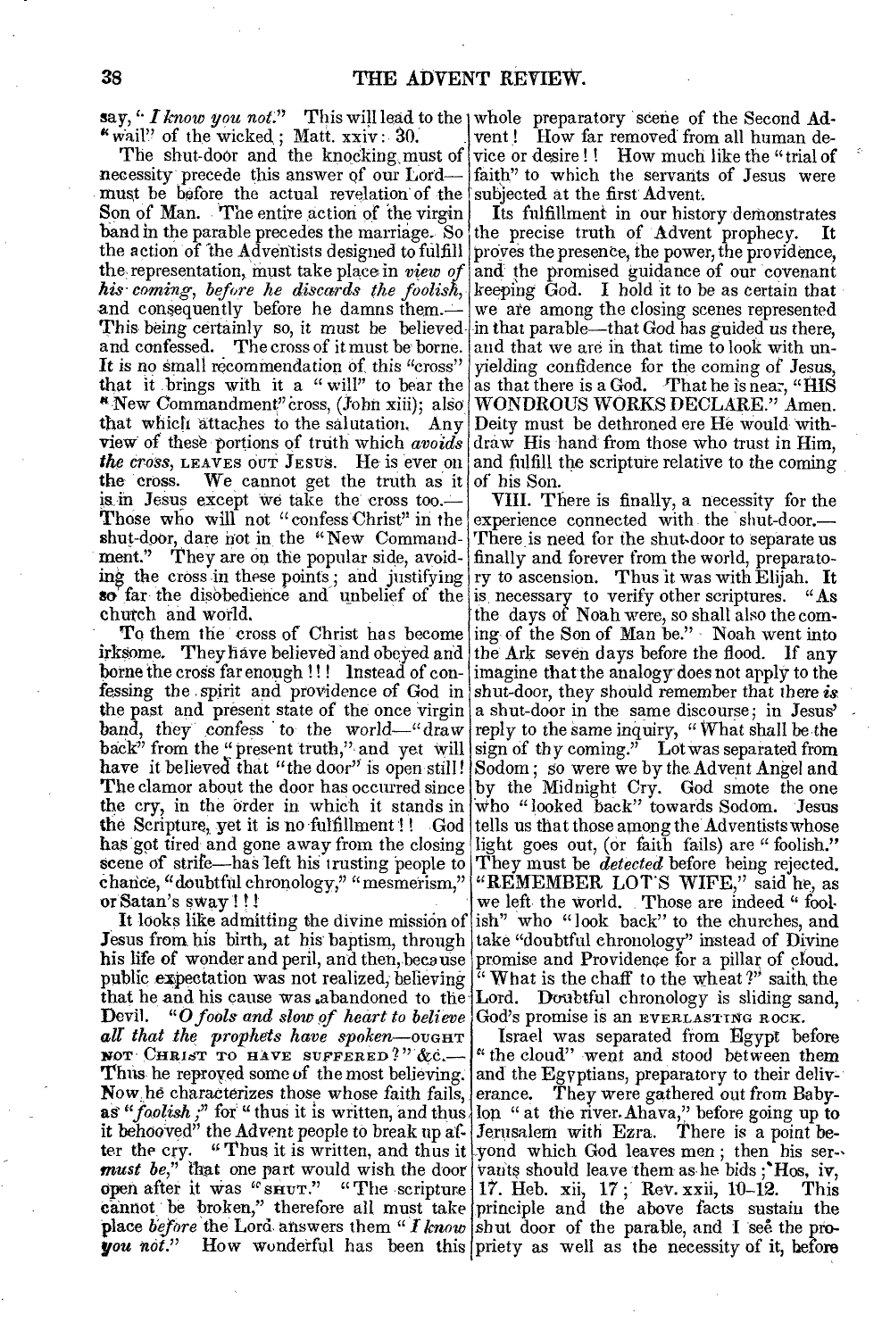say, "*I know you not.*" This will lead to the "wail" of the wicked; Matt. xxiv: 30.

The shut-door and the knocking must of necessity precede this answer of our Lord—must be before the actual revelation of the Son of Man. The entire action of the virgin band in the parable precedes the marriage. So the action of the Adventists designed to fulfill the representation, must take place in *view of his coming, before he discards the foolish*, and consequently before he damns them.—This being certainly so, it must be believed and confessed. The cross of it must be borne. It is no small recommendation of this "cross" that it brings with it a "will" to bear the "New Commandment" cross, (John xiii); also that which attaches to the salutation. Any view of these portions of truth which *avoids the cross*, LEAVES OUT JESUS. He is ever on the cross. We cannot get the truth as it is in Jesus except we take the cross too.—Those who will not "confess Christ" in the shut-door, dare not in the "New Commandment." They are on the popular side, avoiding the cross in these points; and justifying so far the disobedience and unbelief of the church and world.

To them the cross of Christ has become irksome. They have believed and obeyed and borne the cross far enough!!! Instead of confessing the spirit and providence of God in the past and present state of the once virgin band, they confess to the world—"draw back" from the "present truth," and yet will have it believed that "the door" is open still! The clamor about the door has occurred since the cry, in the order in which it stands in the Scripture, yet it is no fulfillment!! God has got tired and gone away from the closing scene of strife—has left his trusting people to chance, "doubtful chronology," "mesmerism," or Satan's sway!!!

It looks like admitting the divine mission of Jesus from his birth, at his baptism, through his life of wonder and peril, and then, because public expectation was not realized, believing that he and his cause was abandoned to the Devil. "*O fools and slow of heart to believe all that the prophets have spoken*—OUGHT NOT CHRIST TO HAVE SUFFERED?" &c.—Thus he reproved some of the most believing. Now he characterizes those whose faith fails, as "*foolish*;" for "thus it is written, and thus it behooved" the Advent people to break up after the cry. "Thus it is written, and thus it *must be*," that one part would wish the door open after it was "SHUT." "The scripture cannot be broken," therefore all must take place *before* the Lord answers them "*I know you not.*" How wonderful has been this whole preparatory scene of the Second Advent! How far removed from all human device or desire!! How much like the "trial of faith" to which the servants of Jesus were subjected at the first Advent.

Its fulfillment in our history demonstrates the precise truth of Advent prophecy. It proves the presence, the power, the providence, and the promised guidance of our covenant keeping God. I hold it to be as certain that we are among the closing scenes represented in that parable—that God has guided us there, and that we are in that time to look with unyielding confidence for the coming of Jesus, as that there is a God. That he is near, "HIS WONDROUS WORKS DECLARE." Amen. Deity must be dethroned ere He would withdraw His hand from those who trust in Him, and fulfill the scripture relative to the coming of his Son.

VIII. There is finally, a necessity for the experience connected with the shut-door.—There is need for the shut-door to separate us finally and forever from the world, preparatory to ascension. Thus it was with Elijah. It is necessary to verify other scriptures. "As the days of Noah were, so shall also the coming of the Son of Man be." Noah went into the Ark seven days before the flood. If any imagine that the analogy does not apply to the shut-door, they should remember that there *is* a shut-door in the same discourse; in Jesus' reply to the same inquiry, "What shall be the sign of thy coming." Lot was separated from Sodom; so were we by the Advent Angel and by the Midnight Cry. God smote the one who "looked back" towards Sodom. Jesus tells us that those among the Adventists whose light goes out, (or faith fails) are "foolish." They must be *detected* before being rejected. "REMEMBER LOT'S WIFE," said he, as we left the world. Those are indeed "foolish" who "look back" to the churches, and take "doubtful chronology" instead of Divine promise and Providence for a pillar of cloud. "What is the chaff to the wheat?" saith the Lord. Doubtful chronology is sliding sand, God's promise is an EVERLASTING ROCK.

Israel was separated from Egypt before "the cloud" went and stood between them and the Egyptians, preparatory to their deliverance. They were gathered out from Babylon "at the river Ahava," before going up to Jerusalem with Ezra. There is a point beyond which God leaves men; then his servants should leave them as he bids; Hos. iv, 17. Heb. xii, 17; Rev. xxii, 10–12. This principle and the above facts sustain the shut door of the parable, and I see the propriety as well as the necessity of it, before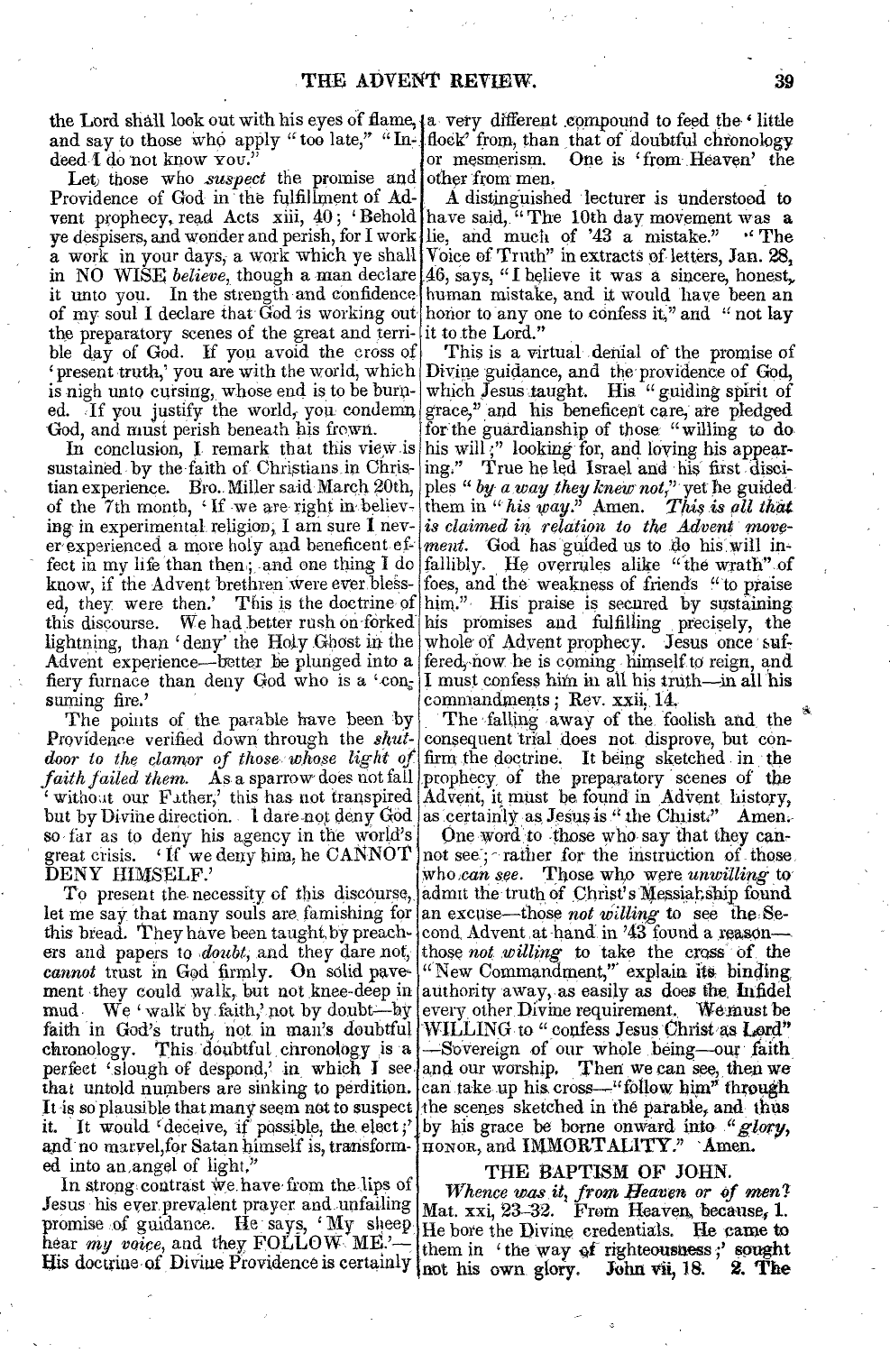the Lord shall look out with his eyes of flame, and say to those who apply "too late," "Indeed I do not know YOU."

Let those who *suspect* the promise and Providence of God in the fulfillment of Advent prophecy, read Acts xiii, 40; 'Behold ye despisers, and wonder and perish, for I work a work in your days, a work which ye shall in NO WISE *believe*, though a man declare it unto you. In the strength and confidence of my soul I declare that God is working out the preparatory scenes of the great and terrible day of God. If you avoid the cross of 'present truth,' you are with the world, which is nigh unto cursing, whose end is to be burned. If you justify the world, you condemn God, and must perish beneath his frown.

In conclusion, I remark that this view is sustained by the faith of Christians in Christian experience. Bro. Miller said March 20th, of the 7th month, 'If we are right in believing in experimental religion, I am sure I never experienced a more holy and beneficent effect in my life than then; and one thing I do know, if the Advent brethren were ever blessed, they were then.' This is the doctrine of this discourse. We had better rush on forked lightning, than 'deny' the Holy Ghost in the Advent experience—better be plunged into a fiery furnace than deny God who is a 'consuming fire.'

The points of the parable have been by Providence verified down through the *shut-door to the clamor of those whose light of faith failed them.* As a sparrow does not fall 'without our Father,' this has not transpired but by Divine direction. I dare not deny God so far as to deny his agency in the world's great crisis. 'If we deny him, he CANNOT DENY HIMSELF.'

To present the necessity of this discourse, let me say that many souls are famishing for this bread. They have been taught by preachers and papers to *doubt*, and they dare not, *cannot* trust in God firmly. On solid pavement they could walk, but not knee-deep in mud. We 'walk by faith,' not by doubt—by faith in God's truth, not in man's doubtful chronology. This doubtful chronology is a perfect 'slough of despond,' in which I see that untold numbers are sinking to perdition. It is so plausible that many seem not to suspect it. It would 'deceive, if possible, the elect;' and no marvel, for Satan himself is, transformed into an angel of light."

In strong contrast we have from the lips of Jesus his ever prevalent prayer and unfailing promise of guidance. He says, 'My sheep hear *my voice*, and they FOLLOW ME.'—His doctrine of Divine Providence is certainly a very different compound to feed the 'little flock' from, than that of doubtful chronology or mesmerism. One is 'from Heaven' the other from men.

A distinguished lecturer is understood to have said, "The 10th day movement was a lie, and much of '43 a mistake." "The Voice of Truth" in extracts of letters, Jan. 28, 46, says, "I believe it was a sincere, honest, human mistake, and it would have been an honor to any one to confess it," and "not lay it to the Lord."

This is a virtual denial of the promise of Divine guidance, and the providence of God, which Jesus taught. His "guiding spirit of grace," and his beneficent care, are pledged for the guardianship of those "willing to do his will;" looking for, and loving his appearing." True he led Israel and his first disciples "*by a way they knew not*," yet he guided them in "*his way*." Amen. *This is all that is claimed in relation to the Advent movement.* God has guided us to do his will infallibly. He overrules alike "the wrath" of foes, and the weakness of friends "to praise him." His praise is secured by sustaining his promises and fulfilling precisely, the whole of Advent prophecy. Jesus once suffered, now he is coming himself to reign, and I must confess him in all his truth—in all his commandments; Rev. xxii, 14.

The falling away of the foolish and the consequent trial does not disprove, but confirm the doctrine. It being sketched in the prophecy of the preparatory scenes of the Advent, it must be found in Advent history, as certainly as Jesus is "the Christ." Amen.

One word to those who say that they cannot see; rather for the instruction of those who *can see*. Those who were *unwilling* to admit the truth of Christ's Messiahship found an excuse—those *not willing* to see the Second Advent at hand in '43 found a reason—those *not willing* to take the cross of the "New Commandment," explain its binding authority away, as easily as does the Infidel every other Divine requirement. We must be WILLING to "confess Jesus Christ as Lord"—Sovereign of our whole being—our faith and our worship. Then we can see, then we can take up his cross—"follow him" through the scenes sketched in the parable, and thus by his grace be borne onward into "*glory*, HONOR, and IMMORTALITY." Amen.

## THE BAPTISM OF JOHN.

*Whence was it, from Heaven or of men?* Mat. xxi, 23–32. From Heaven, because, 1. He bore the Divine credentials. He came to them in 'the way of righteousness;' sought not his own glory. John vii, 18. 2. The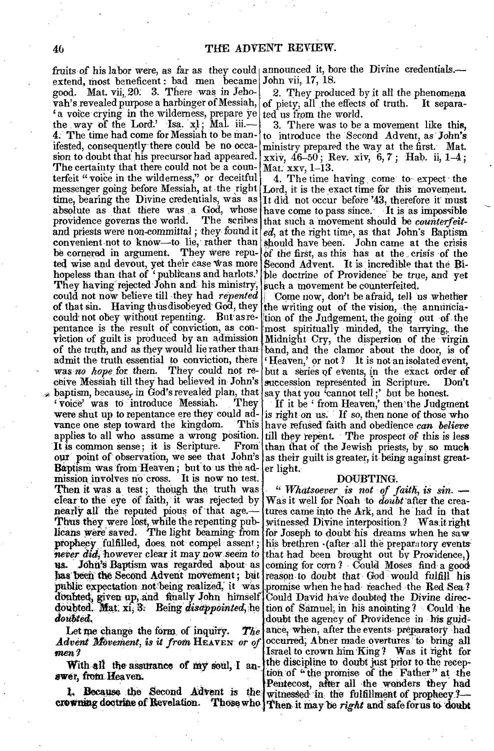fruits of his labor were, as far as they could extend, most beneficent: bad men became good. Mat. vii, 20. 3. There was in Jehovah's revealed purpose a harbinger of Messiah, 'a voice crying in the wilderness, prepare ye the way of the Lord.' Isa. xl; Mal. iii.—4. The time had come for Messiah to be manifested, consequently there could be no occasion to doubt that his precursor had appeared. The certainty that there could not be a counterfeit "voice in the wilderness," or deceitful messenger going before Messiah, at the right time, bearing the Divine credentials, was as absolute as that there was a God, whose providence governs the world. The scribes and priests were non-committal; they found it convenient not to know—to lie, rather than be cornered in argument. They were reputed wise and devout, yet their case was more hopeless than that of 'publicans and harlots.' They having rejected John and his ministry, could not now believe till they had *repented* of that sin. Having thus disobeyed God, they could not obey without repenting. But as repentance is the result of conviction, as conviction of guilt is produced by an admission of the truth, and as they would lie rather than admit the truth essential to conviction, there was *no hope* for them. They could not receive Messiah till they had believed in John's baptism, because, in God's revealed plan, that 'voice' was to introduce Messiah. They were shut up to repentance ere they could advance one step toward the kingdom. This applies to all who assume a wrong position. It is common sense; it is Scripture. From our point of observation, we see that John's Baptism was from Heaven; but to us the admission involves no cross. It is now no test. Then it was a test; though the truth was clear to the eye of faith, it was rejected by nearly all the reputed pious of that age.—Thus they were lost, while the repenting publicans were saved. The light beaming from prophecy fulfilled, does not compel assent; *never did*, however clear it may now seem to us. John's Baptism was regarded about as has been the Second Advent movement; but public expectation not being realized, it was doubted, given up, and finally John himself doubted. Mat. xi, 3. Being *disappointed*, he *doubted*.

Let me change the form of inquiry. *The Advent Movement, is it from* HEAVEN *or of men?*

With all the assurance of my soul, I answer, from Heaven.

1. Because the Second Advent is the crowning doctrine of Revelation. Those who announced it, bore the Divine credentials.—John vii, 17, 18.

2. They produced by it all the phenomena of piety, all the effects of truth. It separated us from the world.

3. There was to be a movement like this, to introduce the Second Advent, as John's ministry prepared the way at the first. Mat. xxiv, 46–50; Rev. xiv, 6, 7; Hab. ii, 1–4; Mat. xxv, 1–13.

4. The time having come to expect the Lord, it is the exact time for this movement. It did not occur before '43, therefore it must have come to pass since. It is as impossible that such a movement should be *counterfeited*, at the right time, as that John's Baptism should have been. John came at the crisis of the first, as this has at the crisis of the Second Advent. It is incredible that the Bible doctrine of Providence be true, and yet such a movement be counterfeited.

Come now, don't be afraid, tell us whether the writing out of the vision, the annunciation of the Judgement, the going out of the most spiritually minded, the tarrying, the Midnight Cry, the dispersion of the virgin band, and the clamor about the door, is of 'Heaven,' or not? It is not an isolated event, but a series of events, in the exact order of succession represented in Scripture. Don't say that you 'cannot tell;' but be honest.

If it be 'from Heaven,' then the Judgment is right on us. If so, then none of those who have refused faith and obedience *can believe* till they repent. The prospect of this is less than that of the Jewish priests, by so much as their guilt is greater, it being against greater light.

## DOUBTING.

"*Whatsoever is not of faith, is sin.*—Was it well for Noah to *doubt* after the creatures came into the Ark, and he had in that witnessed Divine interposition? Was it right for Joseph to doubt his dreams when he saw his brethren (after all the preparatory events that had been brought out by Providence,) coming for corn? Could Moses find a good reason to doubt that God would fulfill his promise when he had reached the Red Sea? Could David have doubted the Divine direction of Samuel, in his anointing? Could he doubt the agency of Providence in his guidance, when, after the events preparatory had occurred, Abner made overtures to bring all Israel to crown him King? Was it right for the discipline to doubt just prior to the reception of "the promise of the Father" at the Pentecost, after all the wonders they had witnessed in the fulfillment of prophecy?—Then it may be *right* and safe for us to doubt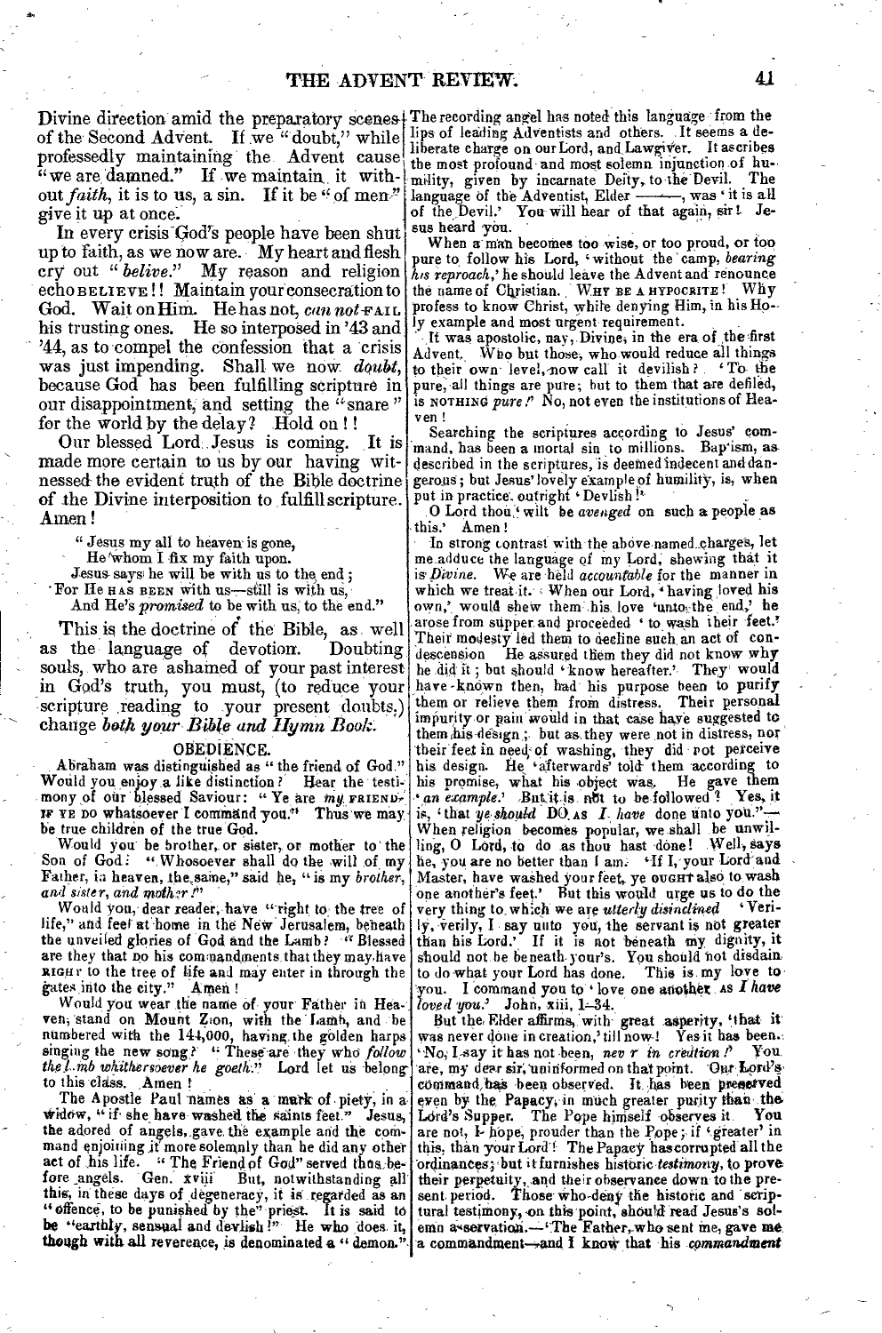Divine direction amid the preparatory scenes of the Second Advent. If we "doubt," while professedly maintaining the Advent cause "we are damned." If we maintain it without *faith*, it is to us, a sin. If it be "of men" give it up at once.

In every crisis God's people have been shut up to faith, as we now are. My heart and flesh cry out "*belive*." My reason and religion echo BELIEVE!! Maintain your consecration to God. Wait on Him. He has not, *can not* FAIL his trusting ones. He so interposed in '43 and '44, as to compel the confession that a crisis was just impending. Shall we now *doubt*, because God has been fulfilling scripture in our disappointment, and setting the "snare" for the world by the delay? Hold on!!

Our blessed Lord Jesus is coming. It is made more certain to us by our having witnessed the evident truth of the Bible doctrine of the Divine interposition to fulfill scripture. Amen!

> "Jesus my all to heaven is gone,
> He whom I fix my faith upon.
> Jesus says he will be with us to the end;
> For He HAS BEEN with us—still is with us,
> And He's *promised* to be with us, to the end."

This is the doctrine of the Bible, as well as the language of devotion. Doubting souls, who are ashamed of your past interest in God's truth, you must, (to reduce your scripture reading to your present doubts,) change *both your Bible and Hymn Book.*

### OBEDIENCE.

Abraham was distinguished as "the friend of God." Would you enjoy a like distinction? Hear the testimony of our blessed Saviour: "Ye are *my* FRIEND, IF YE DO whatsoever I command you." Thus we may be true children of the true God.

Would you be brother, or sister, or mother to the Son of God: "Whosoever shall do the will of my Father, in heaven, the same," said he, "is my *brother, and sister, and mother!*"

Would you, dear reader, have "right to the tree of life," and feel at home in the New Jerusalem, beneath the unveiled glories of God and the Lamb? "Blessed are they that DO his commandments that they may have RIGHT to the tree of life and may enter in through the gates into the city." Amen!

Would you wear the name of your Father in Heaven, stand on Mount Zion, with the Lamb, and be numbered with the 144,000, having the golden harps singing the new song? "These are they who *follow the Lamb whithersoever he goeth.*" Lord let us belong to this class. Amen!

The Apostle Paul names as a mark of piety, in a widow, "if she have washed the saints feet." Jesus, the adored of angels, gave the example and the command enjoining it more solemnly than he did any other act of his life. "The Friend of God" served thus before angels. Gen. xviii But, notwithstanding all this, in these days of degeneracy, it is regarded as an "offence, to be punished by the" priest. It is said to be "earthly, sensual and devlish!" He who does it, though with all reverence, is denominated a "demon." The recording angel has noted this language from the lips of leading Adventists and others. It seems a deliberate charge on our Lord, and Lawgiver. It ascribes the most profound and most solemn injunction of humility, given by incarnate Deity, to the Devil. The language of the Adventist, Elder ———, was 'it is all of the Devil.' You will hear of that again, sir! Jesus heard you.

When a man becomes too wise, or too proud, or too pure to follow his Lord, 'without the camp, *bearing his reproach*,' he should leave the Advent and renounce the name of Christian. WHY BE A HYPOCRITE! Why profess to know Christ, while denying Him, in his Holy example and most urgent requirement.

It was apostolic, nay, Divine, in the era of the first Advent. Who but those, who would reduce all things to their own level, now call it devilish? 'To the pure, all things are pure; but to them that are defiled, is NOTHING *pure!*' No, not even the institutions of Heaven!

Searching the scriptures according to Jesus' command, has been a mortal sin to millions. Baptism, as described in the scriptures, is deemed indecent and dangerous; but Jesus' lovely example of humility, is, when put in practice, outright 'Devlish!'

O Lord thou wilt be *avenged* on such a people as this.' Amen!

In strong contrast with the above named charges, let me adduce the language of my Lord, shewing that it is *Divine*. We are held *accountable* for the manner in which we treat it. When our Lord, 'having loved his own,' would shew them his love 'unto the end,' he arose from supper and proceeded 'to wash their feet.' Their modesty led them to decline such an act of condescension He assured them they did not know why he did it; but should 'know hereafter.' They would have known then, had his purpose been to purify them or relieve them from distress. Their personal impurity or pain would in that case have suggested to them his design; but as they were not in distress, nor their feet in need of washing, they did not perceive his design. He 'afterwards' told them according to his promise, what his object was. He gave them '*an example*.' But it is not to be followed? Yes, it is, 'that *ye should* DO AS *I have* done unto you."—When religion becomes popular, we shall be unwilling, O Lord, to do as thou hast done! Well, says he, you are no better than I am. 'If I, your Lord and Master, have washed your feet, ye OUGHT also to wash one another's feet.' But this would urge us to do the very thing to which we are *utterly disinclined* 'Verily, verily, I say unto you, the servant is not greater than his Lord.' If it is not beneath my dignity, it should not be beneath your's. You should not disdain to do what your Lord has done. This is my love to you. I command you to 'love one another AS *I have loved you*.' John, xiii, 1–34.

But the Elder affirms, with great asperity, 'that it was never done in creation,' till now! Yes it has been. 'No, I say it has not been, *nev r in cr eation!*' You are, my dear sir, uninformed on that point. Our Lord's command has been observed. It has been preserved even by the Papacy, in much greater purity than the Lord's Supper. The Pope himself observes it You are not, I hope, prouder than the Pope; if 'greater' in this, than your Lord! The Papacy has corrupted all the 'ordinances;' but it furnishes historic *testimony*, to prove their perpetuity, and their observance down to the present period. Those who deny the historic and scriptural testimony, on this point, should read Jesus's solemn asservation.—'The Father, who sent me, gave me a commandment—and I know that his *commandment*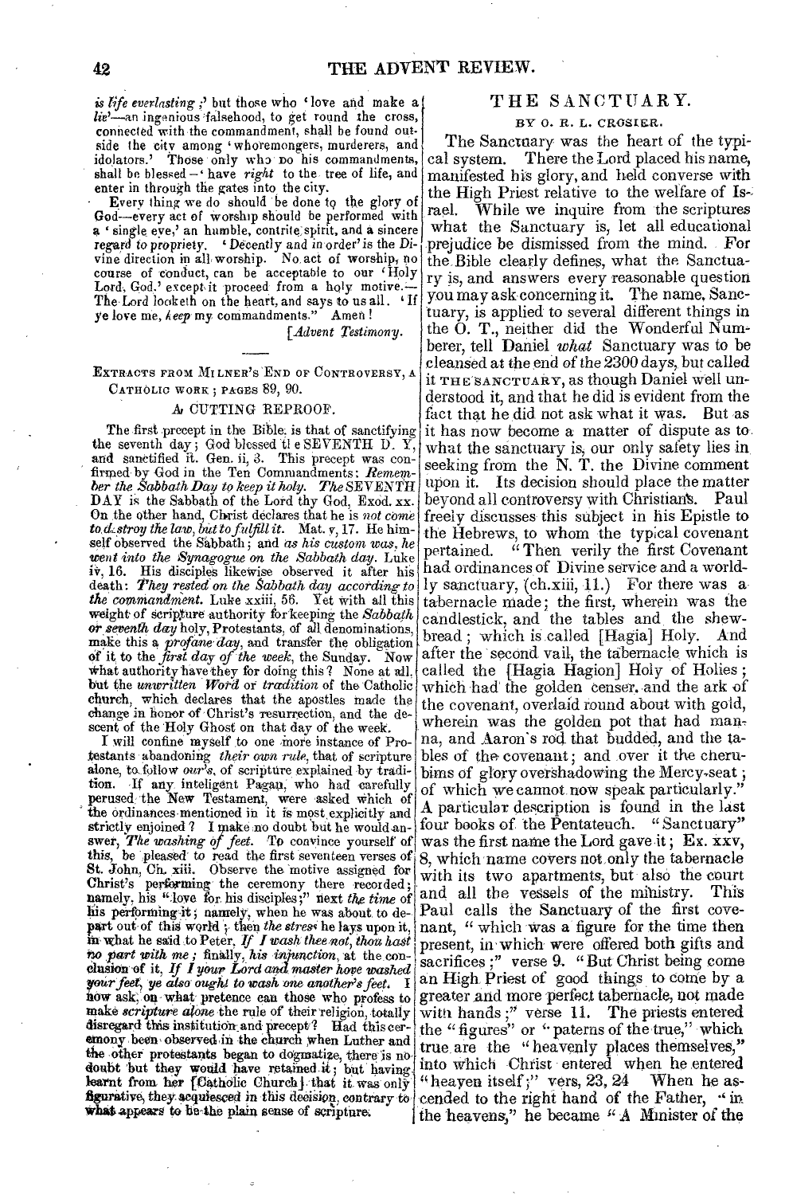*is life everlasting ;*' but those who 'love and make a *lie*'—an ingenious falsehood, to get round the cross, connected with the commandment, shall be found outside the city among 'whoremongers, murderers, and idolators.' Those only who DO his commandments, shall be blessed—'have *right* to the tree of life, and enter in through the gates into the city.

Every thing we do should be done to the glory of God—every act of worship should be performed with a 'single eye,' an humble, contrite spirit, and a sincere regard to propriety. 'Decently and in order' is the Divine direction in all worship. No act of worship, no course of conduct, can be acceptable to our 'Holy Lord, God.' except it proceed from a holy motive.—The Lord looketh on the heart, and says to us all. 'If ye love me, *keep* my commandments." Amen!

[*Advent Testimony.*

---

EXTRACTS FROM MILNER'S END OF CONTROVERSY, A CATHOLIC WORK ; PAGES 89, 90.

## A CUTTING REPROOF.

The first precept in the Bible is that of sanctifying the seventh day ; God blessed the SEVENTH DAY, and sanctified it. Gen. ii, 3. This precept was confirmed by God in the Ten Commandments: *Remember the Sabbath Day to keep it holy. The* SEVENTH DAY is the Sabbath of the Lord thy God, Exod. xx. On the other hand, Christ declares that he is *not come to destroy the law, but to fulfill it.* Mat. v, 17. He himself observed the Sabbath ; and *as his custom was, he went into the Synagogue on the Sabbath day.* Luke iv, 16. His disciples likewise observed it after his death: *They rested on the Sabbath day according to the commandment.* Luke xxiii, 56. Yet with all this weight of scripture authority for keeping the *Sabbath or seventh day* holy, Protestants, of all denominations, make this a *profane day,* and transfer the obligation of it to the *first day of the week,* the Sunday. Now what authority have they for doing this? None at all, but the *unwritten Word* or *tradition* of the Catholic church, which declares that the apostles made the change in honor of Christ's resurrection, and the descent of the Holy Ghost on that day of the week.

I will confine myself to one more instance of Protestants abandoning *their own rule,* that of scripture alone, to follow *our's,* of scripture explained by tradition. If any inteligent Pagan, who had carefully perused the New Testament, were asked which of the ordinances mentioned in it is most explicitly and strictly enjoined? I make no doubt but he would answer, *The washing of feet.* To convince yourself of this, be pleased to read the first seventeen verses of St. John, Ch. xiii. Observe the motive assigned for Christ's performing the ceremony there recorded; namely, his "love for his disciples;" next *the time* of his performing it ; namely, when he was about to depart out of this world ; then *the stress* he lays upon it, in what he said to Peter, *If I wash thee not, thou hast no part with me ;* finally, *his injunction,* at the conclusion of it, *If I your Lord and master have washed your feet, ye also ought to wash one another's feet.* I now ask, on what pretence can those who profess to make *scripture alone* the rule of their religion, totally disregard this institution and precept? Had this ceremony been observed in the church when Luther and the other protestants began to dogmatize, there is no doubt but they would have retained it ; but having learnt from her [Catholic Church] that it was only figurative, they acquiesced in this decision, contrary to what appears to be the plain sense of scripture.

## THE SANCTUARY.

BY O. R. L. CROSIER.

The Sanctuary was the heart of the typical system. There the Lord placed his name, manifested his glory, and held converse with the High Priest relative to the welfare of Israel. While we inquire from the scriptures what the Sanctuary is, let all educational prejudice be dismissed from the mind. For the Bible clearly defines, what the Sanctuary is, and answers every reasonable question you may ask concerning it. The name, Sanctuary, is applied to several different things in the O. T., neither did the Wonderful Numberer, tell Daniel *what* Sanctuary was to be cleansed at the end of the 2300 days, but called it THE SANCTUARY, as though Daniel well understood it, and that he did is evident from the fact that he did not ask what it was. But as it has now become a matter of dispute as to what the sanctuary is, our only safety lies in seeking from the N. T. the Divine comment upon it. Its decision should place the matter beyond all controversy with Christians. Paul freely discusses this subject in his Epistle to the Hebrews, to whom the typical covenant pertained. "Then verily the first Covenant had ordinances of Divine service and a worldly sanctuary, (ch.xiii, 11.) For there was a tabernacle made; the first, wherein was the candlestick, and the tables and the shewbread ; which is called [Hagia] Holy. And after the second vail, the tabernacle which is called the [Hagia Hagion] Holy of Holies ; which had the golden censer, and the ark of the covenant, overlaid round about with gold, wherein was the golden pot that had manna, and Aaron's rod that budded, and the tables of the covenant ; and over it the cherubims of glory overshadowing the Mercy-seat ; of which we cannot now speak particularly." A particular description is found in the last four books of the Pentateuch. "Sanctuary" was the first name the Lord gave it ; Ex. xxv, 8, which name covers not only the tabernacle with its two apartments, but also the court and all the vessels of the ministry. This Paul calls the Sanctuary of the first covenant, "which was a figure for the time then present, in which were offered both gifts and sacrifices ;" verse 9. "But Christ being come an High Priest of good things to come by a greater and more perfect tabernacle, not made with hands ;" verse 11. The priests entered the "figures" or "paterns of the true," which true are the "heavenly places themselves," into which Christ entered when he entered "heaven itself ;" vers, 23, 24 When he ascended to the right hand of the Father, "in the heavens," he became "A Minister of the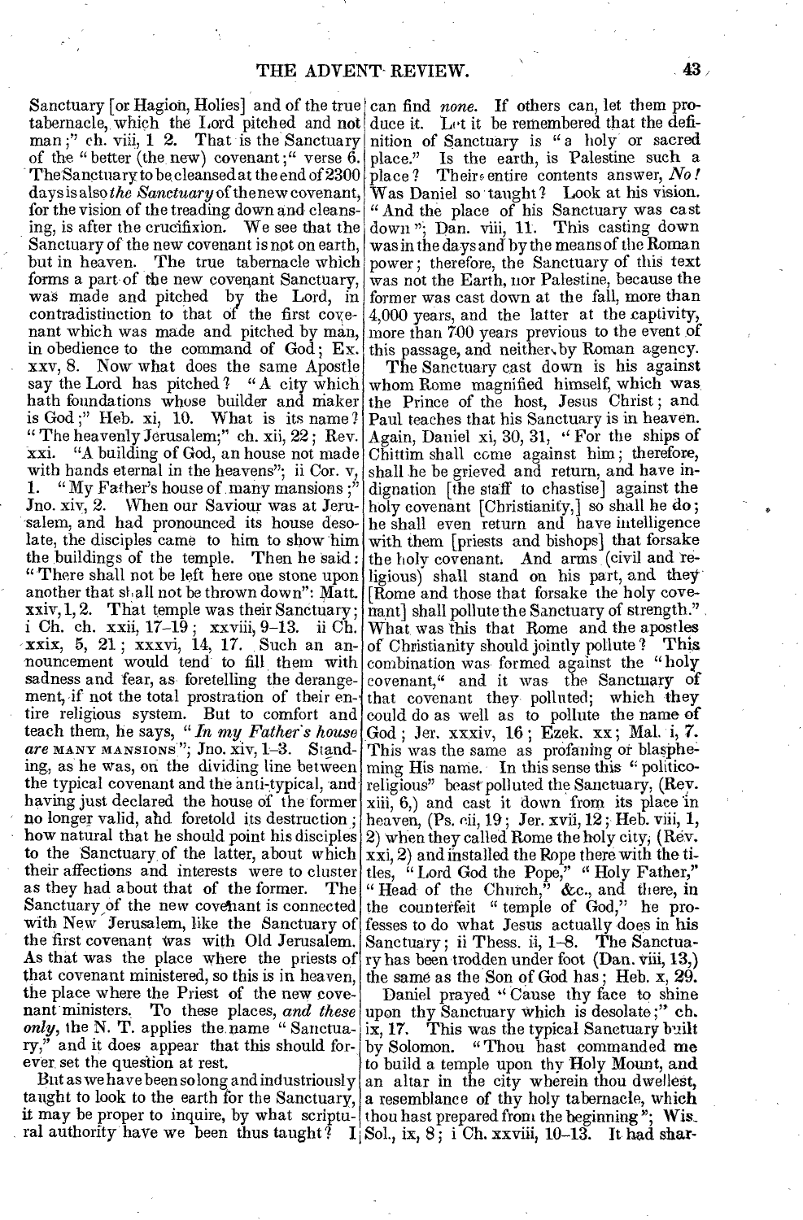Sanctuary [or Hagion, Holies] and of the true tabernacle, which the Lord pitched and not man;" ch. viii, 1 2. That is the Sanctuary of the "better (the new) covenant;" verse 6. The Sanctuary to be cleansed at the end of 2300 days is also *the Sanctuary* of the new covenant, for the vision of the treading down and cleansing, is after the crucifixion. We see that the Sanctuary of the new covenant is not on earth, but in heaven. The true tabernacle which forms a part of the new covenant Sanctuary, was made and pitched by the Lord, in contradistinction to that of the first covenant which was made and pitched by man, in obedience to the command of God; Ex. xxv, 8. Now what does the same Apostle say the Lord has pitched? "A city which hath foundations whose builder and maker is God;" Heb. xi, 10. What is its name? "The heavenly Jerusalem;" ch. xii, 22; Rev. xxi. "A building of God, an house not made with hands eternal in the heavens"; ii Cor. v, 1. "My Father's house of many mansions;" Jno. xiv, 2. When our Saviour was at Jerusalem, and had pronounced its house desolate, the disciples came to him to show him the buildings of the temple. Then he said: "There shall not be left here one stone upon another that shall not be thrown down": Matt. xxiv, 1, 2. That temple was their Sanctuary; i Ch. ch. xxii, 17–19; xxviii, 9–13. ii Ch. xxix, 5, 21; xxxvi, 14, 17. Such an announcement would tend to fill them with sadness and fear, as foretelling the derangement, if not the total prostration of their entire religious system. But to comfort and teach them, he says, "*In my Father's house are* MANY MANSIONS"; Jno. xiv, 1–3. Standing, as he was, on the dividing line between the typical covenant and the anti-typical, and having just declared the house of the former no longer valid, and foretold its destruction; how natural that he should point his disciples to the Sanctuary of the latter, about which their affections and interests were to cluster as they had about that of the former. The Sanctuary of the new covenant is connected with New Jerusalem, like the Sanctuary of the first covenant was with Old Jerusalem. As that was the place where the priests of that covenant ministered, so this is in heaven, the place where the Priest of the new covenant ministers. To these places, *and these only*, the N. T. applies the name "Sanctuary," and it does appear that this should forever set the question at rest.

But as we have been so long and industriously taught to look to the earth for the Sanctuary, it may be proper to inquire, by what scriptural authority have we been thus taught? I can find *none*. If others can, let them produce it. Let it be remembered that the definition of Sanctuary is "a holy or sacred place." Is the earth, is Palestine such a place? Their entire contents answer, *No!* Was Daniel so taught? Look at his vision. "And the place of his Sanctuary was cast down"; Dan. viii, 11. This casting down was in the days and by the means of the Roman power; therefore, the Sanctuary of this text was not the Earth, nor Palestine, because the former was cast down at the fall, more than 4,000 years, and the latter at the captivity, more than 700 years previous to the event of this passage, and neither by Roman agency.

The Sanctuary cast down is his against whom Rome magnified himself, which was the Prince of the host, Jesus Christ; and Paul teaches that his Sanctuary is in heaven. Again, Daniel xi, 30, 31, "For the ships of Chittim shall come against him; therefore, shall he be grieved and return, and have indignation [the staff to chastise] against the holy covenant [Christianity,] so shall he do; he shall even return and have intelligence with them [priests and bishops] that forsake the holy covenant. And arms (civil and religious) shall stand on his part, and they [Rome and those that forsake the holy covenant] shall pollute the Sanctuary of strength." What was this that Rome and the apostles of Christianity should jointly pollute? This combination was formed against the "holy covenant," and it was the Sanctuary of that covenant they polluted; which they could do as well as to pollute the name of God; Jer. xxxiv, 16; Ezek. xx; Mal. i, 7. This was the same as profaning or blaspheming His name. In this sense this "politico-religious" beast polluted the Sanctuary, (Rev. xiii, 6,) and cast it down from its place in heaven, (Ps. cii, 19; Jer. xvii, 12; Heb. viii, 1, 2) when they called Rome the holy city, (Rev. xxi, 2) and installed the Pope there with the titles, "Lord God the Pope," "Holy Father," "Head of the Church," &c., and there, in the counterfeit "temple of God," he professes to do what Jesus actually does in his Sanctuary; ii Thess. ii, 1–8. The Sanctuary has been trodden under foot (Dan. viii, 13,) the same as the Son of God has; Heb. x, 29.

Daniel prayed "Cause thy face to shine upon thy Sanctuary which is desolate;" ch. ix, 17. This was the typical Sanctuary built by Solomon. "Thou hast commanded me to build a temple upon thy Holy Mount, and an altar in the city wherein thou dwellest, a resemblance of thy holy tabernacle, which thou hast prepared from the beginning"; Wis. Sol., ix, 8; i Ch. xxviii, 10–13. It had shar-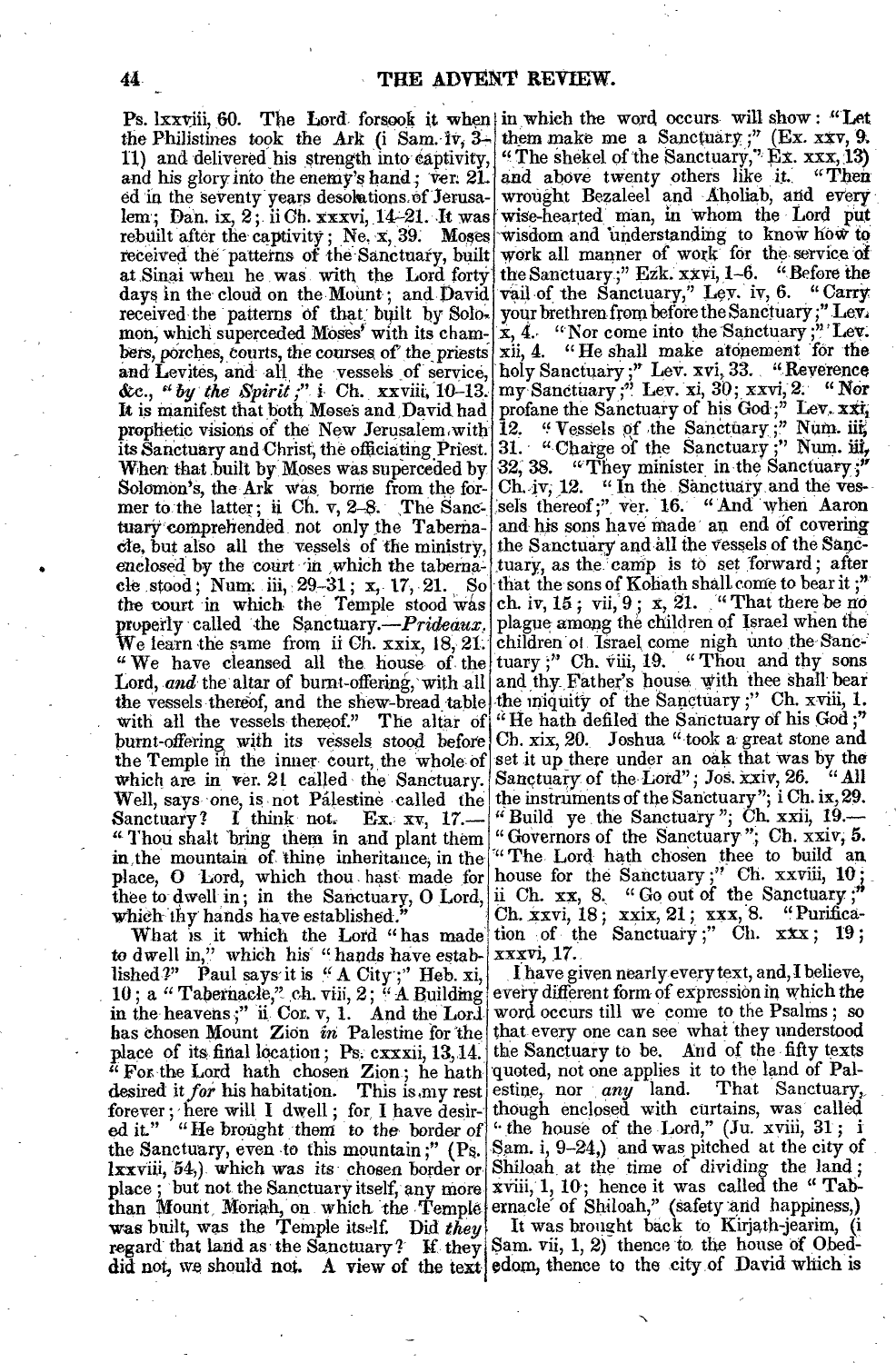Ps. lxxviii, 60. The Lord forsook it when the Philistines took the Ark (i Sam. iv, 3–11) and delivered his strength into captivity, and his glory into the enemy's hand; ver. 21. ed in the seventy years desolations of Jerusalem; Dan. ix, 2; ii Ch. xxxvi, 14–21. It was rebuilt after the captivity; Ne. x, 39. Moses received the patterns of the Sanctuary, built at Sinai when he was with the Lord forty days in the cloud on the Mount; and David received the patterns of that built by Solomon, which superceded Moses' with its chambers, porches, courts, the courses of the priests and Levites, and all the vessels of service, &c., "*by the Spirit*;" i Ch. xxviii, 10–13. It is manifest that both Moses and David had prophetic visions of the New Jerusalem with its Sanctuary and Christ, the officiating Priest. When that built by Moses was superceded by Solomon's, the Ark was borne from the former to the latter; ii Ch. v, 2–8. The Sanctuary comprehended not only the Tabernacle, but also all the vessels of the ministry, enclosed by the court in which the tabernacle stood; Num. iii, 29–31; x, 17, 21. So the court in which the Temple stood was properly called the Sanctuary.—*Prideaux.* We learn the same from ii Ch. xxix, 18, 21. "We have cleansed all the house of the Lord, *and* the altar of burnt-offering, with all the vessels thereof, and the shew-bread table with all the vessels thereof." The altar of burnt-offering with its vessels stood before the Temple in the inner court, the whole of which are in ver. 21 called the Sanctuary. Well, says one, is not Palestine called the Sanctuary? I think not. Ex. xv, 17.—"Thou shalt bring them in and plant them in the mountain of thine inheritance, in the place, O Lord, which thou hast made for thee to dwell in; in the Sanctuary, O Lord, which thy hands have established."

What is it which the Lord "has made to dwell in," which his "hands have established?" Paul says it is "A City;" Heb. xi, 10; a "Tabernacle," ch. viii, 2; "A Building in the heavens;" ii Cor. v, 1. And the Lord has chosen Mount Zion *in* Palestine for the place of its final location; Ps. cxxxii, 13, 14. "For the Lord hath chosen Zion; he hath desired it *for* his habitation. This is my rest forever; here will I dwell; for I have desired it." "He brought them to the border of the Sanctuary, even to this mountain;" (Ps. lxxviii, 54,) which was its chosen border or place; but not the Sanctuary itself, any more than Mount Moriah, on which the Temple was built, was the Temple itself. Did *they* regard that land as the Sanctuary? If they did not, we should not. A view of the text in which the word occurs will show: "Let them make me a Sanctuary;" (Ex. xxv, 9. "The shekel of the Sanctuary," Ex. xxx, 13) and above twenty others like it. "Then wrought Bezaleel and Aholiab, and every wise-hearted man, in whom the Lord put wisdom and understanding to know how to work all manner of work for the service of the Sanctuary;" Ezk. xxvi, 1–6. "Before the vail of the Sanctuary," Lev. iv, 6. "Carry your brethren from before the Sanctuary;" Lev. x, 4. "Nor come into the Sanctuary;" Lev. xii, 4. "He shall make atonement for the holy Sanctuary;" Lev. xvi, 33. "Reverence my Sanctuary;" Lev. xi, 30; xxvi, 2. "Nor profane the Sanctuary of his God;" Lev. xxi, 12. "Vessels of the Sanctuary;" Num. iii, 31. "Charge of the Sanctuary;" Num. iii, 32, 38. "They minister in the Sanctuary;" Ch. iv, 12. "In the Sanctuary and the vessels thereof;" ver. 16. "And when Aaron and his sons have made an end of covering the Sanctuary and all the vessels of the Sanctuary, as the camp is to set forward; after that the sons of Kohath shall come to bear it;" ch. iv, 15; vii, 9; x, 21. "That there be no plague among the children of Israel when the children of Israel come nigh unto the Sanctuary;" Ch. viii, 19. "Thou and thy sons and thy Father's house with thee shall bear the iniquity of the Sanctuary;" Ch. xviii, 1. "He hath defiled the Sanctuary of his God;" Ch. xix, 20. Joshua "took a great stone and set it up there under an oak that was by the Sanctuary of the Lord"; Jos. xxiv, 26. "All the instruments of the Sanctuary"; i Ch. ix, 29. "Build ye the Sanctuary"; Ch. xxii, 19.—"Governors of the Sanctuary"; Ch. xxiv, 5. "The Lord hath chosen thee to build an house for the Sanctuary;" Ch. xxviii, 10; ii Ch. xx, 8. "Go out of the Sanctuary;" Ch. xxvi, 18; xxix, 21; xxx, 8. "Purification of the Sanctuary;" Ch. xxx; 19; xxxvi, 17.

I have given nearly every text, and, I believe, every different form of expression in which the word occurs till we come to the Psalms; so that every one can see what they understood the Sanctuary to be. And of the fifty texts quoted, not one applies it to the land of Palestine, nor *any* land. That Sanctuary, though enclosed with curtains, was called "the house of the Lord," (Ju. xviii, 31; i Sam. i, 9–24,) and was pitched at the city of Shiloah at the time of dividing the land; xviii, 1, 10; hence it was called the "Tabernacle of Shiloah," (safety and happiness,)

It was brought back to Kirjath-jearim, (i Sam. vii, 1, 2) thence to the house of Obed-edom, thence to the city of David which is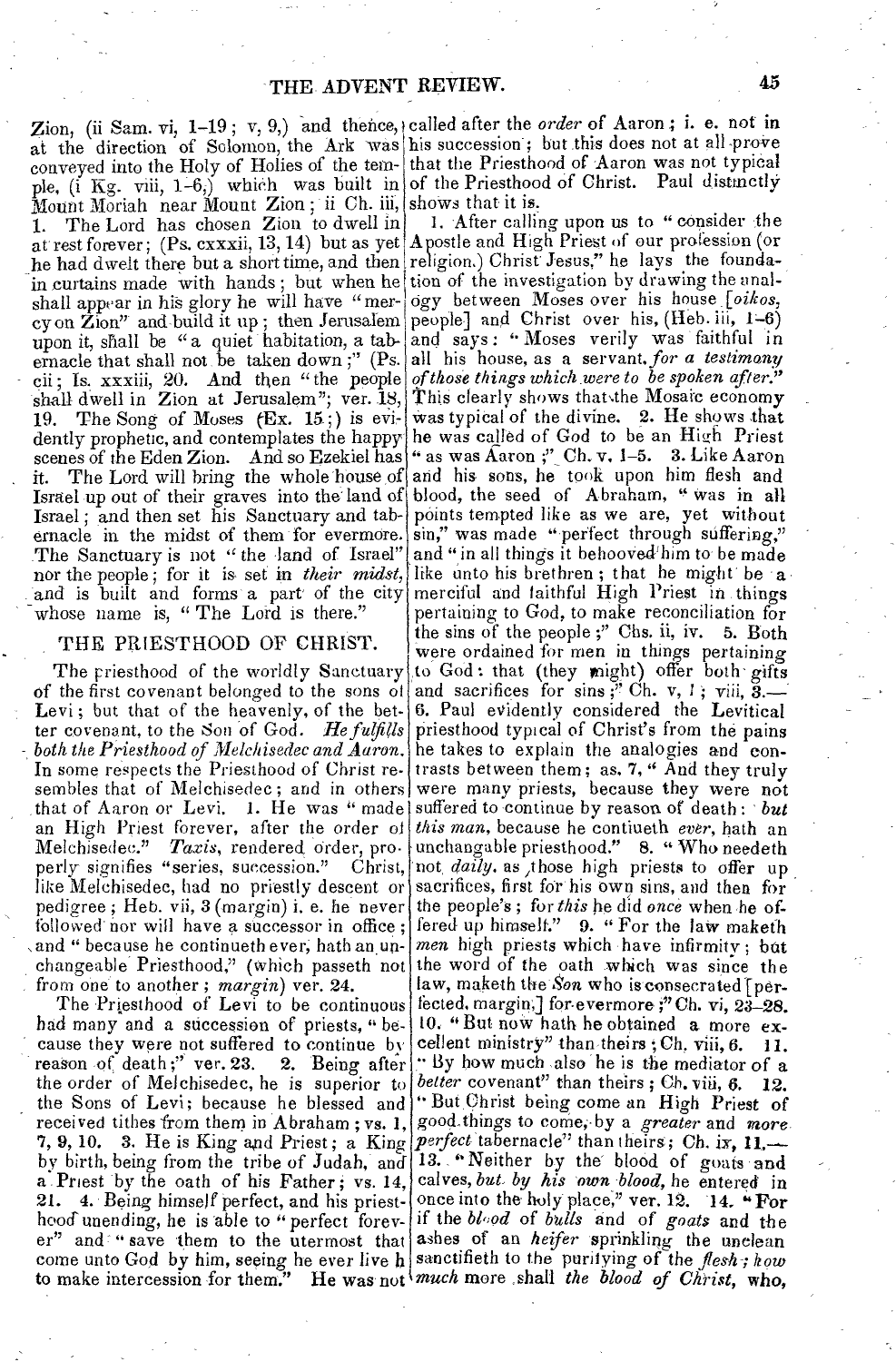Zion, (ii Sam. vi, 1–19; v, 9,) and thence, at the direction of Solomon, the Ark was conveyed into the Holy of Holies of the temple, (i Kg. viii, 1–6,) which was built in Mount Moriah near Mount Zion; ii Ch. iii, 1. The Lord has chosen Zion to dwell in at rest forever; (Ps. cxxxii, 13, 14) but as yet he had dwelt there but a short time, and then in curtains made with hands; but when he shall appear in his glory he will have "mercy on Zion" and build it up; then Jerusalem upon it, shall be "a quiet habitation, a tabernacle that shall not be taken down;" (Ps. cii; Is. xxxiii, 20. And then "the people shall dwell in Zion at Jerusalem"; ver. 18, 19. The Song of Moses (Ex. 15;) is evidently prophetic, and contemplates the happy scenes of the Eden Zion. And so Ezekiel has it. The Lord will bring the whole house of Israel up out of their graves into the land of Israel; and then set his Sanctuary and tabernacle in the midst of them for evermore. The Sanctuary is not "the land of Israel" nor the people; for it is set in *their midst*, and is built and forms a part of the city whose name is, "The Lord is there."

## THE PRIESTHOOD OF CHRIST.

The priesthood of the worldly Sanctuary of the first covenant belonged to the sons of Levi; but that of the heavenly, of the better covenant, to the Son of God. *He fulfills both the Priesthood of Melchisedec and Aaron.* In some respects the Priesthood of Christ resembles that of Melchisedec; and in others that of Aaron or Levi. 1. He was "made an High Priest forever, after the order of Melchisedec." *Taxis*, rendered order, properly signifies "succession." Christ, like Melchisedec, had no priestly descent or pedigree; Heb. vii, 3 (margin) i. e. he never followed nor will have a successor in office; and "because he continueth ever, hath an unchangeable Priesthood," (which passeth not from one to another; *margin*) ver. 24.

The Priesthood of Levi to be continuous had many and a succession of priests, "because they were not suffered to continue by reason of death;" ver. 23. 2. Being after the order of Melchisedec, he is superior to the Sons of Levi; because he blessed and received tithes from them in Abraham; vs. 1, 7, 9, 10. 3. He is King and Priest; a King by birth, being from the tribe of Judah, and a Priest by the oath of his Father; vs. 14, 21. 4. Being himself perfect, and his priesthood unending, he is able to "perfect forever" and "save them to the uttermost that come unto God by him, seeing he ever liveth to make intercession for them." He was not called after the *order* of Aaron; i. e. not in his succession; but this does not at all prove that the Priesthood of Aaron was not typical of the Priesthood of Christ. Paul distinctly shows that it is.

1. After calling upon us to "consider the Apostle and High Priest of our profession (or religion.) Christ Jesus," he lays the foundation of the investigation by drawing the analogy between Moses over his house [*oikos*, people] and Christ over his, (Heb. iii, 1–6) and says: "Moses verily was faithful in all his house, as a servant, *for a testimony of those things which were to be spoken after.*" This clearly shows that the Mosaic economy was typical of the divine. 2. He shows that he was called of God to be an High Priest "as was Aaron;" Ch. v, 1–5. 3. Like Aaron and his sons, he took upon him flesh and blood, the seed of Abraham, "was in all points tempted like as we are, yet without sin," was made "perfect through suffering," and "in all things it behooved him to be made like unto his brethren; that he might be a merciful and faithful High Priest in things pertaining to God, to make reconciliation for the sins of the people;" Chs. ii, iv. 5. Both were ordained for men in things pertaining to God: that (they might) offer both gifts and sacrifices for sins;" Ch. v, 1; viii, 3.— 6. Paul evidently considered the Levitical priesthood typical of Christ's from the pains he takes to explain the analogies and contrasts between them; as. 7, "And they truly were many priests, because they were not suffered to continue by reason of death: *but this man*, because he contiueth *ever*, hath an unchangable priesthood." 8. "Who needeth not *daily*, as those high priests to offer up sacrifices, first for his own sins, and then for the people's; for *this* he did *once* when he offered up himself." 9. "For the law maketh *men* high priests which have infirmity; but the word of the oath which was since the law, maketh the *Son* who is consecrated [perfected, margin] for evermore;" Ch. vi, 23–28. 10. "But now hath he obtained a more excellent ministry" than theirs; Ch. viii, 6. 11. "By how much also he is the mediator of a *better* covenant" than theirs; Ch. viii, 6. 12. "But Christ being come an High Priest of good things to come, by a *greater* and *more perfect* tabernacle" than theirs; Ch. ix, 11.— 13. "Neither by the blood of goats and calves, *but by his own blood*, he entered in once into the holy place," ver. 12. 14. "For if the *blood* of *bulls* and of *goats* and the ashes of an *heifer* sprinkling the unclean sanctifieth to the purifying of the *flesh*; *how much* more shall *the blood of Christ*, who,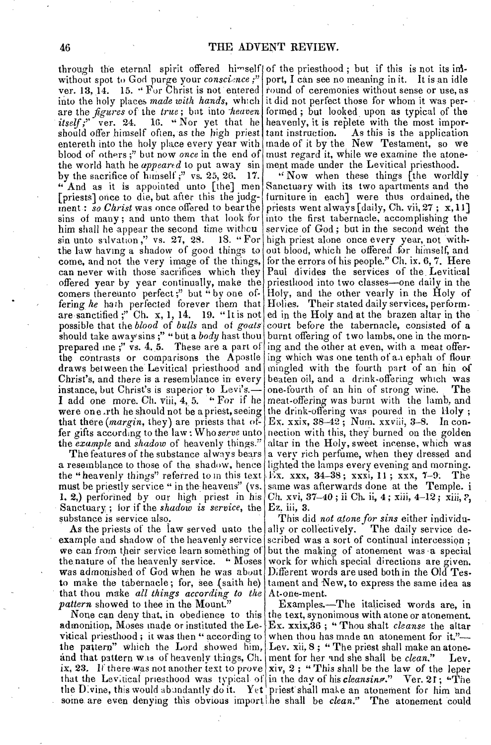through the eternal spirit offered himself without spot to God purge your *conscience*;" ver. 13, 14. 15. "For Christ is not entered into the holy places *made with hands*, which are the *figures* of the *true*; but into *heaven itself*;" ver. 24. 16. "Nor yet that he should offer himself often, as the high priest entereth into the holy place every year with blood of others;" but now *once* in the end of the world hath he *appeared* to put away sin by the sacrifice of himself;" vs. 25, 26. 17. "And as it is appointed unto [the] men [priests] once to die, but after this the judgment: *so Christ* was once offered to bear the sins of many; and unto them that look for him shall he appear the second time without sin unto salvation," vs. 27, 28. 18. "For the law having a shadow of good things to come, and not the very image of the things, can never with those sacrifices which they offered year by year continually, make the comers thereunto perfect;" but "by one offering *he* hath perfected forever them that are sanctified;" Ch. x, 1, 14. 19. "It is not possible that the *blood* of *bulls* and of *goats* should take away sins;" "but a *body* hast thou prepared me;" vs. 4. 5. These are a part of the contrasts or comparisons the Apostle draws between the Levitical priesthood and Christ's, and there is a resemblance in every instance, but Christ's is superior to Levi's.—I add one more. Ch. viii, 4, 5. "For if he were on earth he should not be a priest, seeing that there (*margin*, they) are priests that offer gifts according to the law: Who *serve* unto the *example* and *shadow* of heavenly things."

The features of the substance always bears a resemblance to those of the shadow, hence the "heavenly things" referred to in this text must be priestly service "in the heavens" (vs. 1. 2,) performed by our high priest in his Sanctuary; for if the *shadow is service*, the substance is service also.

As the priests of the law served unto the example and shadow of the heavenly service we can from their service learn something of the nature of the heavenly service. "Moses was admonished of God when he was about to make the tabernacle; for, see (saith he) that thou make *all things according to the pattern* showed to thee in the Mount."

None can deny that, in obedience to this admonition, Moses made or instituted the Levitical priesthood; it was then "according to the pattern" which the Lord showed him, and that pattern was of heavenly things, Ch. ix, 23. If there was not another text to prove that the Levitical priesthood was typical of the Divine, this would abundantly do it. Yet some are even denying this obvious import of the priesthood; but if this is not its import, I can see no meaning in it. It is an idle round of ceremonies without sense or use, as it did not perfect those for whom it was performed; but looked upon as typical of the heavenly, it is replete with the most important instruction. As this is the application made of it by the New Testament, so we must regard it, while we examine the atonement made under the Levitical priesthood.

"Now when these things [the worldly Sanctuary with its two apartments and the furniture in each] were thus ordained, the priests went always [daily, Ch. vii, 27; x, 11] into the first tabernacle, accomplishing the service of God; but in the second went the high priest alone once every year, not without blood, which he offered for himself, and for the errors of his people." Ch. ix. 6, 7. Here Paul divides the services of the Levitical priesthood into two classes—one daily in the Holy, and the other yearly in the Holy of Holies. Their stated daily services, performed in the Holy and at the brazen altar in the court before the tabernacle, consisted of a burnt offering of two lambs, one in the morning and the other at even, with a meat offering which was one tenth of an ephah of flour mingled with the fourth part of an hin of beaten oil, and a drink-offering which was one-fourth of an hin of strong wine. The meat-offering was burnt with the lamb, and the drink-offering was poured in the Holy; Ex. xxix, 38–42; Num. xxviii, 3–8. In connection with this, they burned on the golden altar in the Holy, sweet incense, which was a very rich perfume, when they dressed and lighted the lamps every evening and morning. Ex. xxx, 34–38; xxxi, 11; xxx, 7–9. The same was afterwards done at the Temple. i Ch. xvi, 37–40; ii Ch. ii, 4; xiii, 4–12; xiii, 8, Ez. iii, 3.

This did *not atone for sins* either individually or collectively. The daily service described was a sort of continual intercession; but the making of atonement was a special work for which special directions are given. Different words are used both in the Old Testament and New, to express the same idea as At-one-ment.

Examples.—The italicised words are, in the text, synonimous with atone or atonement. Ex. xxix, 36; "Thou shalt *cleanse* the altar when thou has made an atonement for it."—Lev. xii, 8; "The priest shall make an atonement for her and she shall be *clean*." Lev. xiv, 2; "This shall be the law of the leper in the day of his *cleansing*." Ver. 21; "The priest shall make an atonement for him and he shall be *clean*." The atonement could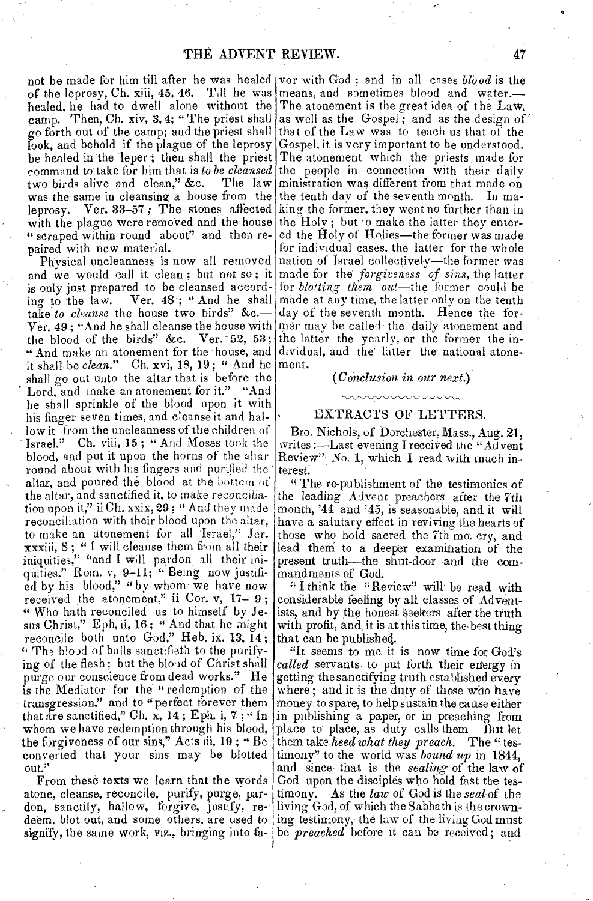not be made for him till after he was healed of the leprosy, Ch. xiii, 45, 46. Till he was healed, he had to dwell alone without the camp. Then, Ch. xiv, 3, 4; "The priest shall go forth out of the camp; and the priest shall look, and behold if the plague of the leprosy be healed in the leper; then shall the priest command to take for him that is *to be cleansed* two birds alive and clean," &c. The law was the same in cleansing a house from the leprosy. Ver. 33–57; The stones affected with the plague were removed and the house "scraped within round about" and then repaired with new material.

Physical uncleanness is now all removed and we would call it clean; but not so; it is only just prepared to be cleansed according to the law. Ver. 48; "And he shall take *to cleanse* the house two birds" &c.—Ver. 49; "And he shall cleanse the house with the blood of the birds" &c. Ver. 52, 53; "And make an atonement for the house, and it shall be *clean*." Ch. xvi, 18, 19; "And he shall go out unto the altar that is before the Lord, and make an atonement for it." "And he shall sprinkle of the blood upon it with his finger seven times, and cleanse it and hallow it from the uncleanness of the children of Israel." Ch. viii, 15; "And Moses took the blood, and put it upon the horns of the altar round about with his fingers and purified the altar, and poured the blood at the bottom of the altar, and sanctified it, to make reconciliation upon it," ii Ch. xxix, 29; "And they made reconciliation with their blood upon the altar, to make an atonement for all Israel," Jer. xxxiii, 8; "I will cleanse them from all their iniquities," "and I will pardon all their iniquities." Rom. v, 9–11; "Being now justified by his blood," "by whom we have now received the atonement," ii Cor. v, 17–9; "Who hath reconciled us to himself by Jesus Christ," Eph. ii, 16; "And that he might reconcile both unto God," Heb. ix. 13, 14; "The blood of bulls sanctifieth to the purifying of the flesh; but the blood of Christ shall purge our conscience from dead works." He is the Mediator for the "redemption of the transgression," and to "perfect forever them that are sanctified," Ch. x, 14; Eph. i, 7; "In whom we have redemption through his blood, the forgiveness of our sins," Acts iii, 19; "Be converted that your sins may be blotted out."

From these texts we learn that the words atone, cleanse, reconcile, purify, purge, pardon, sanctify, hallow, forgive, justify, redeem, blot out, and some others, are used to signify, the same work, viz., bringing into favor with God; and in all cases *blood* is the means, and sometimes blood and water.—The atonement is the great idea of the Law, as well as the Gospel; and as the design of that of the Law was to teach us that of the Gospel, it is very important to be understood. The atonement which the priests made for the people in connection with their daily ministration was different from that made on the tenth day of the seventh month. In making the former, they went no further than in the Holy; but to make the latter they entered the Holy of Holies—the former was made for individual cases, the latter for the whole nation of Israel collectively—the former was made for the *forgiveness of sins*, the latter for *blotting them out*—the former could be made at any time, the latter only on the tenth day of the seventh month. Hence the former may be called the daily atonement and the latter the yearly, or the former the individual, and the latter the national atonement.

(*Conclusion in our next.*)

## EXTRACTS OF LETTERS.

Bro. Nichols, of Dorchester, Mass., Aug. 21, writes:—Last evening I received the "Advent Review" No. 1, which I read with much interest.

"The re-publishment of the testimonies of the leading Advent preachers after the 7th month, '44 and '45, is seasonable, and it will have a salutary effect in reviving the hearts of those who hold sacred the 7th mo. cry, and lead them to a deeper examination of the present truth—the shut-door and the commandments of God.

"I think the "Review" will be read with considerable feeling by all classes of Adventists, and by the honest seekers after the truth with profit, and it is at this time, the best thing that can be published.

"It seems to me it is now time for God's *called* servants to put forth their energy in getting the sanctifying truth established every where; and it is the duty of those who have money to spare, to help sustain the cause either in publishing a paper, or in preaching from place to place, as duty calls them But let them take *heed what they preach*. The "testimony" to the world was *bound up* in 1844, and since that is the *sealing* of the law of God upon the disciples who hold fast the testimony. As the *law* of God is the *seal* of the living God, of which the Sabbath is the crowning testimony, the law of the living God must be *preached* before it can be received; and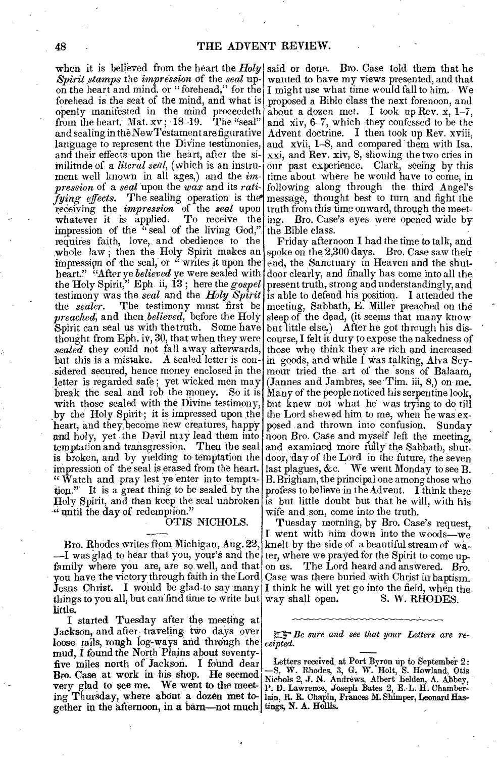when it is believed from the heart the ***Holy Spirit stamps*** the *impression* of the *seal* upon the heart and mind, or "forehead," for the forehead is the seat of the mind, and what is openly manifested in the mind proceedeth from the heart. Mat. xv; 18–19. The "seal" and sealing in the New Testament are figurative language to represent the Divine testimonies, and their effects upon the heart, after the similitude of a *literal seal*, (which is an instrument well known in all ages,) and the *impression* of a *seal* upon the *wax* and its *ratifying effects*. The sealing operation is the receiving the *impression* of the *seal* upon whatever it is applied. To receive the impression of the "seal of the living God," requires faith, love, and obedience to the whole law; then the Holy Spirit makes an impression of the seal, or "writes it upon the heart." "After ye *believed* ye were sealed with the Holy Spirit," Eph. ii, 13; here the *gospel* testimony was the *seal* and the *Holy Spirit* the *sealer*. The testimony must first be *preached*, and then *believed*, before the Holy Spirit can seal us with the truth. Some have thought from Eph. iv, 30, that when they were *sealed* they could not fall away afterwards, but this is a mistake. A sealed letter is considered secured, hence money enclosed in the letter is regarded safe; yet wicked men may break the seal and rob the money. So it is with those sealed with the Divine testimony, by the Holy Spirit; it is impressed upon the heart, and they become new creatures, happy and holy, yet the Devil may lead them into temptation and transgression. Then the seal is broken, and by yielding to temptation the impression of the seal is erased from the heart. "Watch and pray lest ye enter into temptation." It is a great thing to be sealed by the Holy Spirit, and then keep the seal unbroken "until the day of redemption."

OTIS NICHOLS.

---

Bro. Rhodes writes from Michigan, Aug. 22, —I was glad to hear that you, your's and the family where you are, are so well, and that you have the victory through faith in the Lord Jesus Christ. I would be glad to say many things to you all, but can find time to write but little.

I started Tuesday after the meeting at Jackson, and after traveling two days over loose rails, rough log-ways and through the mud, I found the North Plains about seventy-five miles north of Jackson. I found dear Bro. Case at work in his shop. He seemed very glad to see me. We went to the meeting Thursday, where about a dozen met together in the afternoon, in a barn—not much said or done. Bro. Case told them that he wanted to have my views presented, and that I might use what time would fall to him. We proposed a Bible class the next forenoon, and about a dozen met. I took up Rev. x, 1–7, and xiv, 6–7, which they confessed to be the Advent doctrine. I then took up Rev. xviii, and xvii, 1–8, and compared them with Isa. xxi, and Rev. xiv, 8, showing the two cries in our past experience. Clark, seeing by this time about where he would have to come, in following along through the third Angel's message, thought best to turn and fight the truth from this time onward, through the meeting. Bro. Case's eyes were opened wide by the Bible class.

Friday afternoon I had the time to talk, and spoke on the 2,300 days. Bro. Case saw their end, the Sanctuary in Heaven and the shut-door clearly, and finally has come into all the present truth, strong and understandingly, and is able to defend his position. I attended the meeting, Sabbath, E. Miller preached on the sleep of the dead, (it seems that many know but little else.) After he got through his discourse, I felt it duty to expose the nakedness of those who think they are rich and increased in goods, and while I was talking, Alva Seymour tried the art of the sons of Balaam, (Jannes and Jambres, see Tim. iii, 8,) on me. Many of the people noticed his serpentine look, but knew not what he was trying to do till the Lord shewed him to me, when he was exposed and thrown into confusion. Sunday noon Bro. Case and myself left the meeting, and examined more fully the Sabbath, shut-door, day of the Lord in the future, the seven last plagues, &c. We went Monday to see B. B. Brigham, the principal one among those who profess to believe in the Advent. I think there is but little doubt but that he will, with his wife and son, come into the truth.

Tuesday morning, by Bro. Case's request, I went with him down into the woods—we knelt by the side of a beautiful stream of water, where we prayed for the Spirit to come upon us. The Lord heard and answered. Bro. Case was there buried with Christ in baptism. I think he will yet go into the field, when the way shall open.

S. W. RHODES.

---

☞ *Be sure and see that your Letters are receipted.*

---

Letters received at Port Byron up to September 2:—S. W. Rhodes, 3, G. W. Holt, S. Howland, Otis Nichols 2, J. N. Andrews, Albert Belden, A. Abbey, P. D. Lawrence, Joseph Bates 2, E. L. H. Chamberlain, R. R. Chapin, Frances M. Shimper, Leonard Hastings, N. A. Hollis.